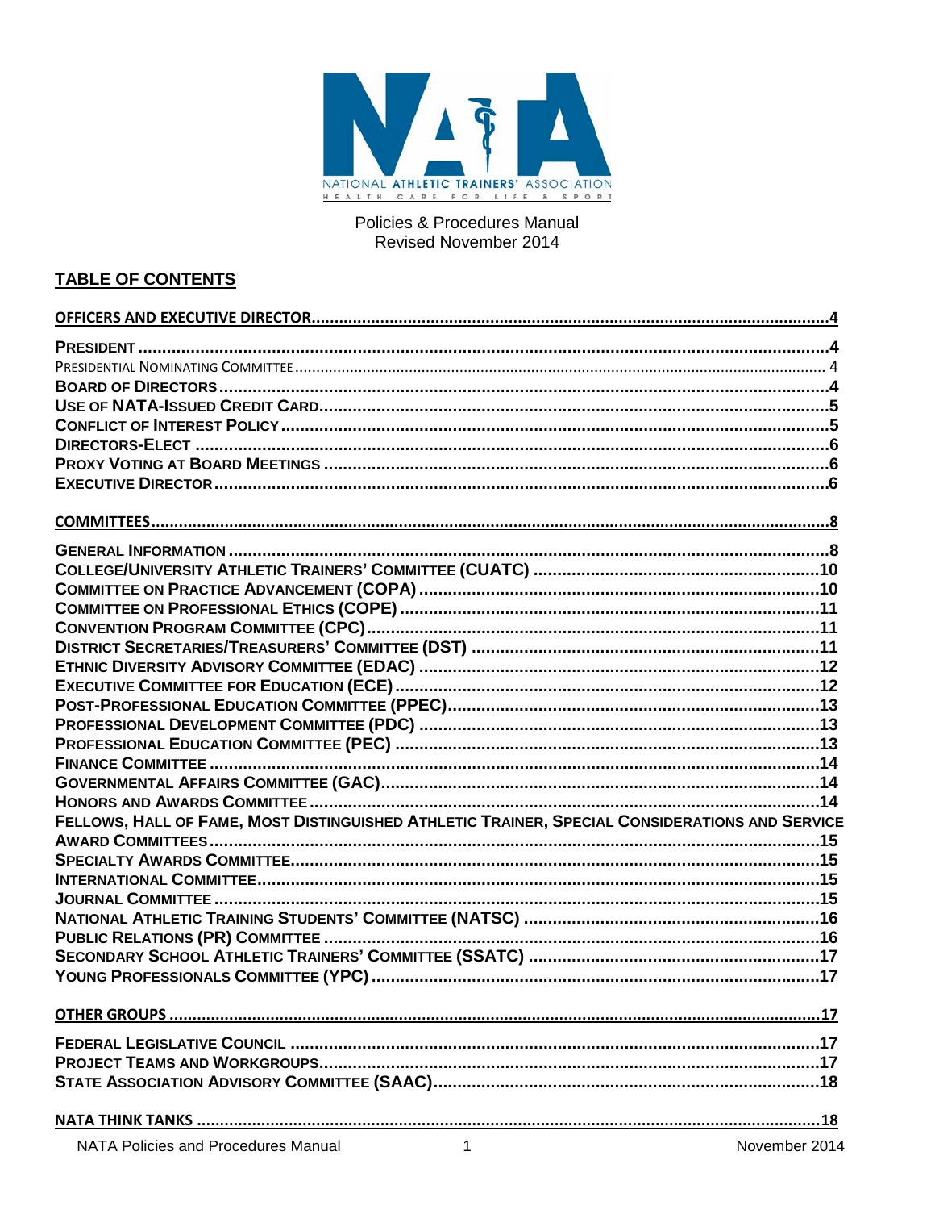NATIONAL ATHLETIC TRAINERS' ASSOCIATION

HEALTH CARE FOR LIFE & SPORT

Policies & Procedures Manual
Revised November 2014

## TABLE OF CONTENTS

**OFFICERS AND EXECUTIVE DIRECTOR** .......... 4

**PRESIDENT** .......... 4
PRESIDENTIAL NOMINATING COMMITTEE .......... 4
**BOARD OF DIRECTORS** .......... 4
**USE OF NATA-ISSUED CREDIT CARD** .......... 5
**CONFLICT OF INTEREST POLICY** .......... 5
**DIRECTORS-ELECT** .......... 6
**PROXY VOTING AT BOARD MEETINGS** .......... 6
**EXECUTIVE DIRECTOR** .......... 6

**COMMITTEES** .......... 8

**GENERAL INFORMATION** .......... 8
**COLLEGE/UNIVERSITY ATHLETIC TRAINERS' COMMITTEE (CUATC)** .......... 10
**COMMITTEE ON PRACTICE ADVANCEMENT (COPA)** .......... 10
**COMMITTEE ON PROFESSIONAL ETHICS (COPE)** .......... 11
**CONVENTION PROGRAM COMMITTEE (CPC)** .......... 11
**DISTRICT SECRETARIES/TREASURERS' COMMITTEE (DST)** .......... 11
**ETHNIC DIVERSITY ADVISORY COMMITTEE (EDAC)** .......... 12
**EXECUTIVE COMMITTEE FOR EDUCATION (ECE)** .......... 12
**POST-PROFESSIONAL EDUCATION COMMITTEE (PPEC)** .......... 13
**PROFESSIONAL DEVELOPMENT COMMITTEE (PDC)** .......... 13
**PROFESSIONAL EDUCATION COMMITTEE (PEC)** .......... 13
**FINANCE COMMITTEE** .......... 14
**GOVERNMENTAL AFFAIRS COMMITTEE (GAC)** .......... 14
**HONORS AND AWARDS COMMITTEE** .......... 14
**FELLOWS, HALL OF FAME, MOST DISTINGUISHED ATHLETIC TRAINER, SPECIAL CONSIDERATIONS AND SERVICE AWARD COMMITTEES** .......... 15
**SPECIALTY AWARDS COMMITTEE** .......... 15
**INTERNATIONAL COMMITTEE** .......... 15
**JOURNAL COMMITTEE** .......... 15
**NATIONAL ATHLETIC TRAINING STUDENTS' COMMITTEE (NATSC)** .......... 16
**PUBLIC RELATIONS (PR) COMMITTEE** .......... 16
**SECONDARY SCHOOL ATHLETIC TRAINERS' COMMITTEE (SSATC)** .......... 17
**YOUNG PROFESSIONALS COMMITTEE (YPC)** .......... 17

**OTHER GROUPS** .......... 17

**FEDERAL LEGISLATIVE COUNCIL** .......... 17
**PROJECT TEAMS AND WORKGROUPS** .......... 17
**STATE ASSOCIATION ADVISORY COMMITTEE (SAAC)** .......... 18

**NATA THINK TANKS** .......... 18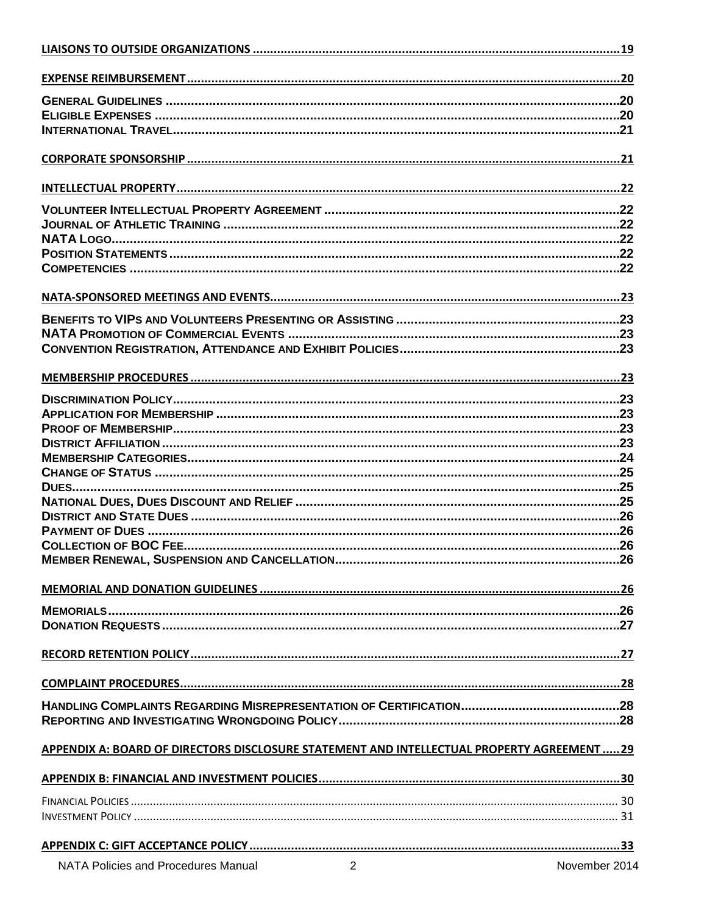LIAISONS TO OUTSIDE ORGANIZATIONS ........................................................................................................19

EXPENSE REIMBURSEMENT..........................................................................................................................20

GENERAL GUIDELINES ..................................................................................................................20
ELIGIBLE EXPENSES ......................................................................................................................20
INTERNATIONAL TRAVEL................................................................................................................21

CORPORATE SPONSORSHIP ..........................................................................................................................21

INTELLECTUAL PROPERTY.............................................................................................................................22

VOLUNTEER INTELLECTUAL PROPERTY AGREEMENT .................................................................................22
JOURNAL OF ATHLETIC TRAINING .................................................................................................22
NATA LOGO....................................................................................................................................22
POSITION STATEMENTS .................................................................................................................22
COMPETENCIES .............................................................................................................................22

NATA-SPONSORED MEETINGS AND EVENTS...................................................................................................23

BENEFITS TO VIPS AND VOLUNTEERS PRESENTING OR ASSISTING ............................................................23
NATA PROMOTION OF COMMERCIAL EVENTS ...........................................................................................23
CONVENTION REGISTRATION, ATTENDANCE AND EXHIBIT POLICIES............................................................23

MEMBERSHIP PROCEDURES ..........................................................................................................................23

DISCRIMINATION POLICY...............................................................................................................23
APPLICATION FOR MEMBERSHIP ...................................................................................................23
PROOF OF MEMBERSHIP................................................................................................................23
DISTRICT AFFILIATION ...................................................................................................................23
MEMBERSHIP CATEGORIES............................................................................................................24
CHANGE OF STATUS ......................................................................................................................25
DUES..............................................................................................................................................25
NATIONAL DUES, DUES DISCOUNT AND RELIEF ............................................................................25
DISTRICT AND STATE DUES ...........................................................................................................26
PAYMENT OF DUES ........................................................................................................................26
COLLECTION OF BOC FEE.............................................................................................................26
MEMBER RENEWAL, SUSPENSION AND CANCELLATION...............................................................................26

MEMORIAL AND DONATION GUIDELINES ......................................................................................................26

MEMORIALS...................................................................................................................................26
DONATION REQUESTS ....................................................................................................................27

RECORD RETENTION POLICY..........................................................................................................................27

COMPLAINT PROCEDURES.............................................................................................................................28

HANDLING COMPLAINTS REGARDING MISREPRESENTATION OF CERTIFICATION............................................28
REPORTING AND INVESTIGATING WRONGDOING POLICY..............................................................................28

APPENDIX A: BOARD OF DIRECTORS DISCLOSURE STATEMENT AND INTELLECTUAL PROPERTY AGREEMENT .....29

APPENDIX B: FINANCIAL AND INVESTMENT POLICIES......................................................................................30

FINANCIAL POLICIES ...................................................................................................................... 30
INVESTMENT POLICY ..................................................................................................................... 31

APPENDIX C: GIFT ACCEPTANCE POLICY.........................................................................................................33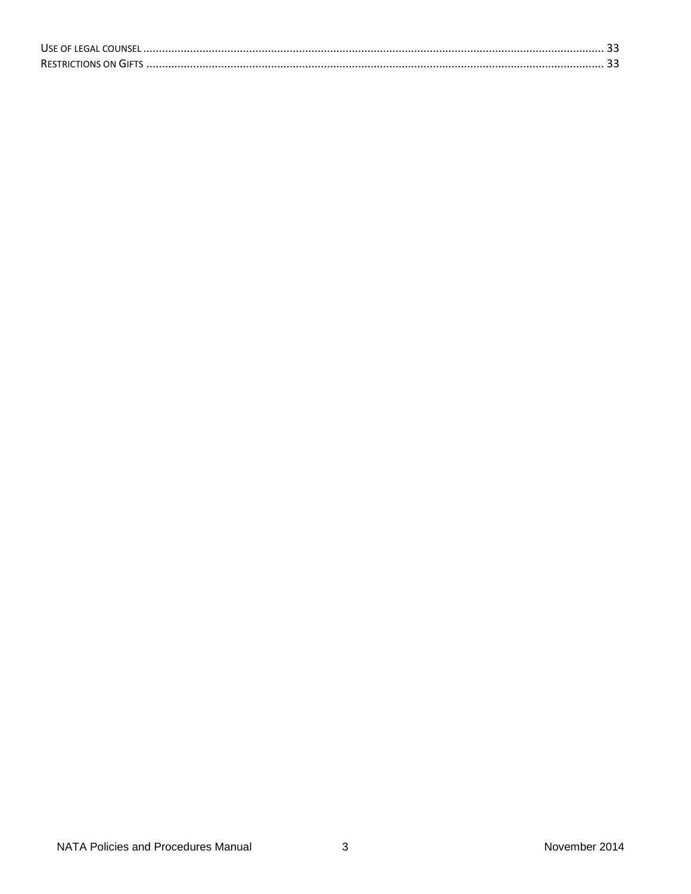USE OF LEGAL COUNSEL .................................................................................................................................................... 33
RESTRICTIONS ON GIFTS .................................................................................................................................................. 33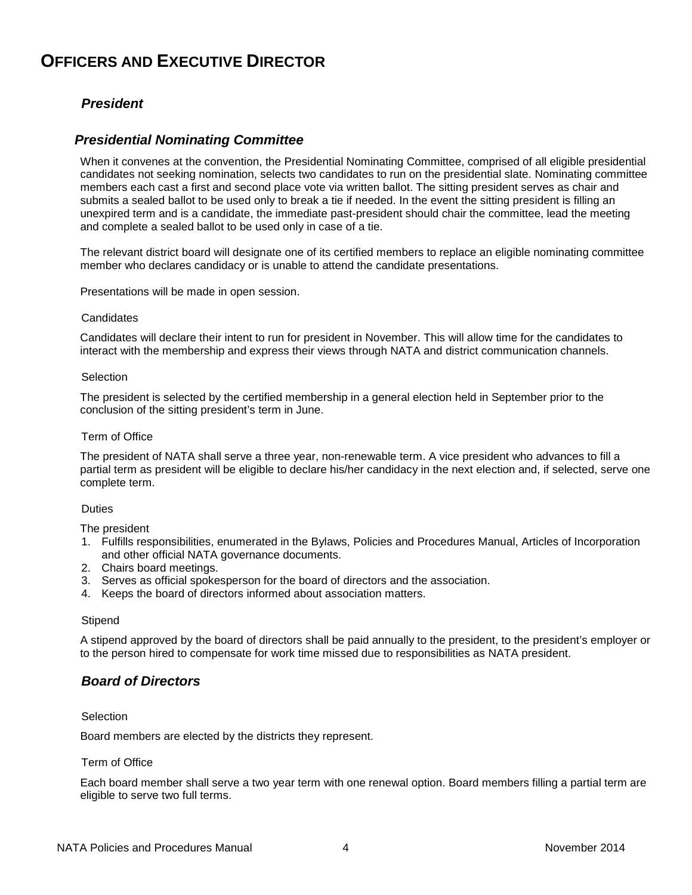# OFFICERS AND EXECUTIVE DIRECTOR

### *President*

### *Presidential Nominating Committee*

When it convenes at the convention, the Presidential Nominating Committee, comprised of all eligible presidential candidates not seeking nomination, selects two candidates to run on the presidential slate. Nominating committee members each cast a first and second place vote via written ballot. The sitting president serves as chair and submits a sealed ballot to be used only to break a tie if needed. In the event the sitting president is filling an unexpired term and is a candidate, the immediate past-president should chair the committee, lead the meeting and complete a sealed ballot to be used only in case of a tie.

The relevant district board will designate one of its certified members to replace an eligible nominating committee member who declares candidacy or is unable to attend the candidate presentations.

Presentations will be made in open session.

#### Candidates

Candidates will declare their intent to run for president in November. This will allow time for the candidates to interact with the membership and express their views through NATA and district communication channels.

#### Selection

The president is selected by the certified membership in a general election held in September prior to the conclusion of the sitting president's term in June.

#### Term of Office

The president of NATA shall serve a three year, non-renewable term. A vice president who advances to fill a partial term as president will be eligible to declare his/her candidacy in the next election and, if selected, serve one complete term.

#### Duties

The president

1. Fulfills responsibilities, enumerated in the Bylaws, Policies and Procedures Manual, Articles of Incorporation and other official NATA governance documents.
2. Chairs board meetings.
3. Serves as official spokesperson for the board of directors and the association.
4. Keeps the board of directors informed about association matters.

#### Stipend

A stipend approved by the board of directors shall be paid annually to the president, to the president's employer or to the person hired to compensate for work time missed due to responsibilities as NATA president.

### *Board of Directors*

#### Selection

Board members are elected by the districts they represent.

#### Term of Office

Each board member shall serve a two year term with one renewal option. Board members filling a partial term are eligible to serve two full terms.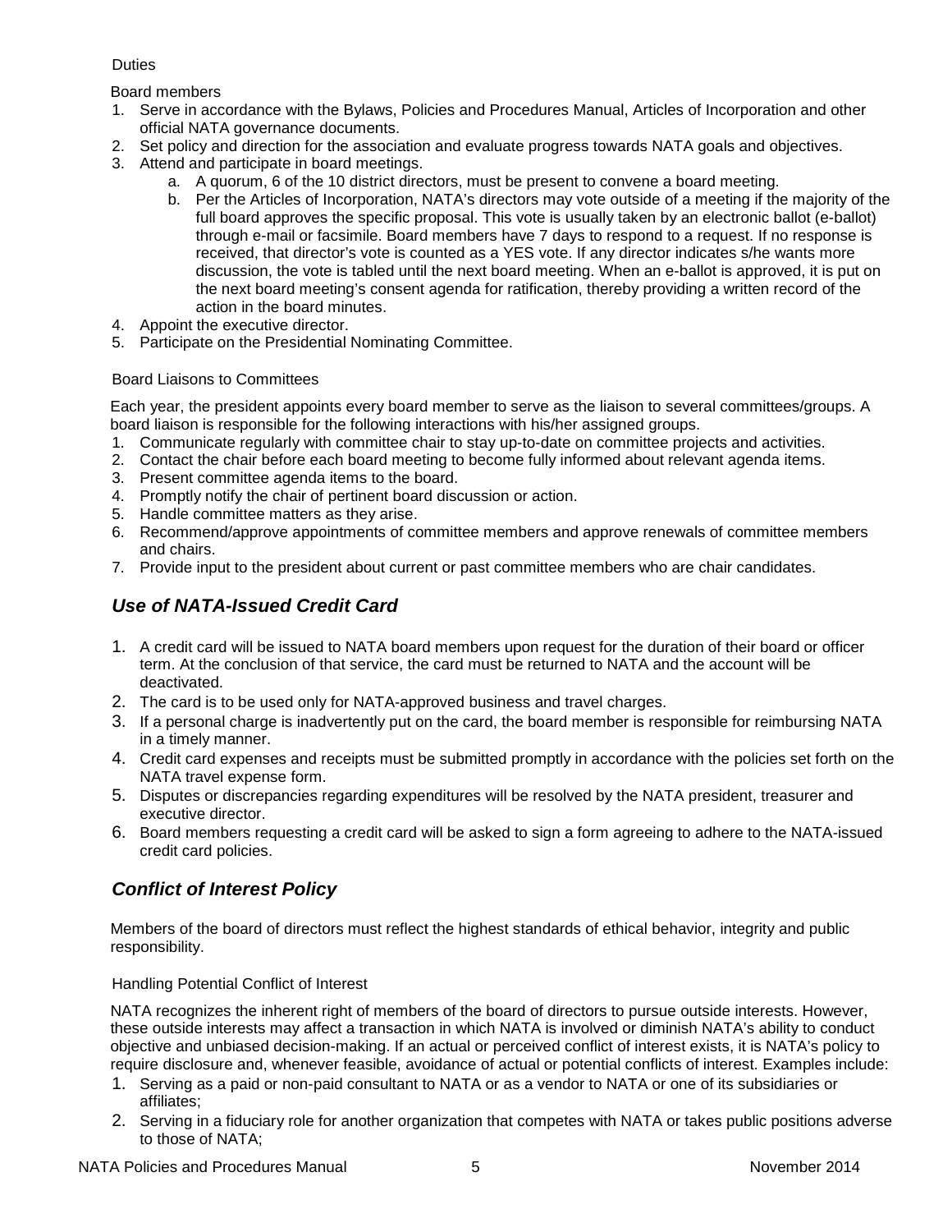Duties

Board members

1. Serve in accordance with the Bylaws, Policies and Procedures Manual, Articles of Incorporation and other official NATA governance documents.
2. Set policy and direction for the association and evaluate progress towards NATA goals and objectives.
3. Attend and participate in board meetings.
    a. A quorum, 6 of the 10 district directors, must be present to convene a board meeting.
    b. Per the Articles of Incorporation, NATA's directors may vote outside of a meeting if the majority of the full board approves the specific proposal. This vote is usually taken by an electronic ballot (e-ballot) through e-mail or facsimile. Board members have 7 days to respond to a request. If no response is received, that director's vote is counted as a YES vote. If any director indicates s/he wants more discussion, the vote is tabled until the next board meeting. When an e-ballot is approved, it is put on the next board meeting's consent agenda for ratification, thereby providing a written record of the action in the board minutes.
4. Appoint the executive director.
5. Participate on the Presidential Nominating Committee.

Board Liaisons to Committees

Each year, the president appoints every board member to serve as the liaison to several committees/groups. A board liaison is responsible for the following interactions with his/her assigned groups.

1. Communicate regularly with committee chair to stay up-to-date on committee projects and activities.
2. Contact the chair before each board meeting to become fully informed about relevant agenda items.
3. Present committee agenda items to the board.
4. Promptly notify the chair of pertinent board discussion or action.
5. Handle committee matters as they arise.
6. Recommend/approve appointments of committee members and approve renewals of committee members and chairs.
7. Provide input to the president about current or past committee members who are chair candidates.

## *Use of NATA-Issued Credit Card*

1. A credit card will be issued to NATA board members upon request for the duration of their board or officer term. At the conclusion of that service, the card must be returned to NATA and the account will be deactivated.
2. The card is to be used only for NATA-approved business and travel charges.
3. If a personal charge is inadvertently put on the card, the board member is responsible for reimbursing NATA in a timely manner.
4. Credit card expenses and receipts must be submitted promptly in accordance with the policies set forth on the NATA travel expense form.
5. Disputes or discrepancies regarding expenditures will be resolved by the NATA president, treasurer and executive director.
6. Board members requesting a credit card will be asked to sign a form agreeing to adhere to the NATA-issued credit card policies.

## *Conflict of Interest Policy*

Members of the board of directors must reflect the highest standards of ethical behavior, integrity and public responsibility.

Handling Potential Conflict of Interest

NATA recognizes the inherent right of members of the board of directors to pursue outside interests. However, these outside interests may affect a transaction in which NATA is involved or diminish NATA's ability to conduct objective and unbiased decision-making. If an actual or perceived conflict of interest exists, it is NATA's policy to require disclosure and, whenever feasible, avoidance of actual or potential conflicts of interest. Examples include:

1. Serving as a paid or non-paid consultant to NATA or as a vendor to NATA or one of its subsidiaries or affiliates;
2. Serving in a fiduciary role for another organization that competes with NATA or takes public positions adverse to those of NATA;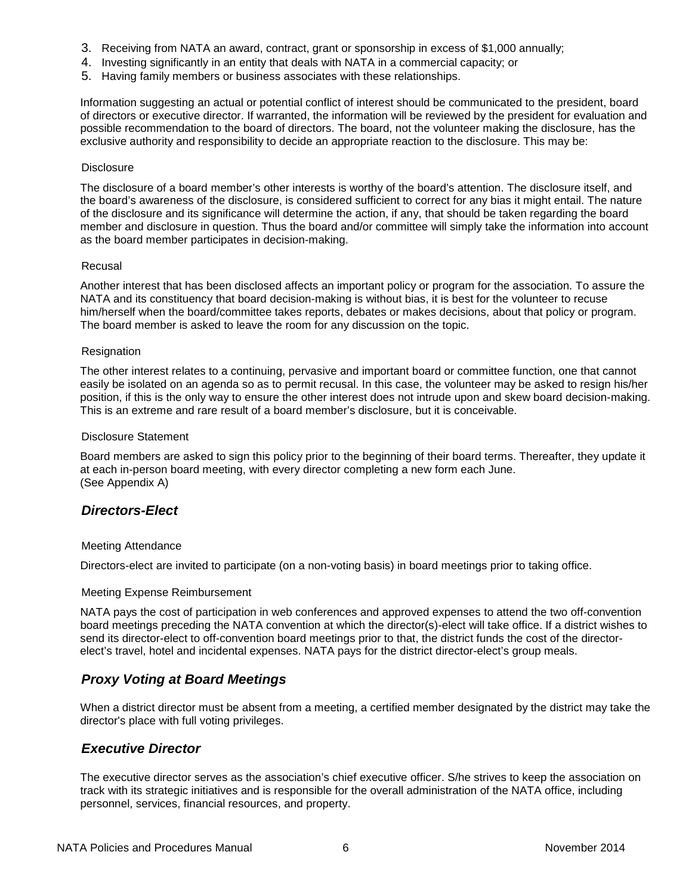3. Receiving from NATA an award, contract, grant or sponsorship in excess of $1,000 annually;
4. Investing significantly in an entity that deals with NATA in a commercial capacity; or
5. Having family members or business associates with these relationships.

Information suggesting an actual or potential conflict of interest should be communicated to the president, board of directors or executive director. If warranted, the information will be reviewed by the president for evaluation and possible recommendation to the board of directors. The board, not the volunteer making the disclosure, has the exclusive authority and responsibility to decide an appropriate reaction to the disclosure. This may be:

#### Disclosure

The disclosure of a board member's other interests is worthy of the board's attention. The disclosure itself, and the board's awareness of the disclosure, is considered sufficient to correct for any bias it might entail. The nature of the disclosure and its significance will determine the action, if any, that should be taken regarding the board member and disclosure in question. Thus the board and/or committee will simply take the information into account as the board member participates in decision-making.

#### Recusal

Another interest that has been disclosed affects an important policy or program for the association. To assure the NATA and its constituency that board decision-making is without bias, it is best for the volunteer to recuse him/herself when the board/committee takes reports, debates or makes decisions, about that policy or program. The board member is asked to leave the room for any discussion on the topic.

#### Resignation

The other interest relates to a continuing, pervasive and important board or committee function, one that cannot easily be isolated on an agenda so as to permit recusal. In this case, the volunteer may be asked to resign his/her position, if this is the only way to ensure the other interest does not intrude upon and skew board decision-making. This is an extreme and rare result of a board member's disclosure, but it is conceivable.

#### Disclosure Statement

Board members are asked to sign this policy prior to the beginning of their board terms. Thereafter, they update it at each in-person board meeting, with every director completing a new form each June.
(See Appendix A)

### *Directors-Elect*

#### Meeting Attendance

Directors-elect are invited to participate (on a non-voting basis) in board meetings prior to taking office.

#### Meeting Expense Reimbursement

NATA pays the cost of participation in web conferences and approved expenses to attend the two off-convention board meetings preceding the NATA convention at which the director(s)-elect will take office. If a district wishes to send its director-elect to off-convention board meetings prior to that, the district funds the cost of the director-elect's travel, hotel and incidental expenses. NATA pays for the district director-elect's group meals.

### *Proxy Voting at Board Meetings*

When a district director must be absent from a meeting, a certified member designated by the district may take the director's place with full voting privileges.

### *Executive Director*

The executive director serves as the association's chief executive officer. S/he strives to keep the association on track with its strategic initiatives and is responsible for the overall administration of the NATA office, including personnel, services, financial resources, and property.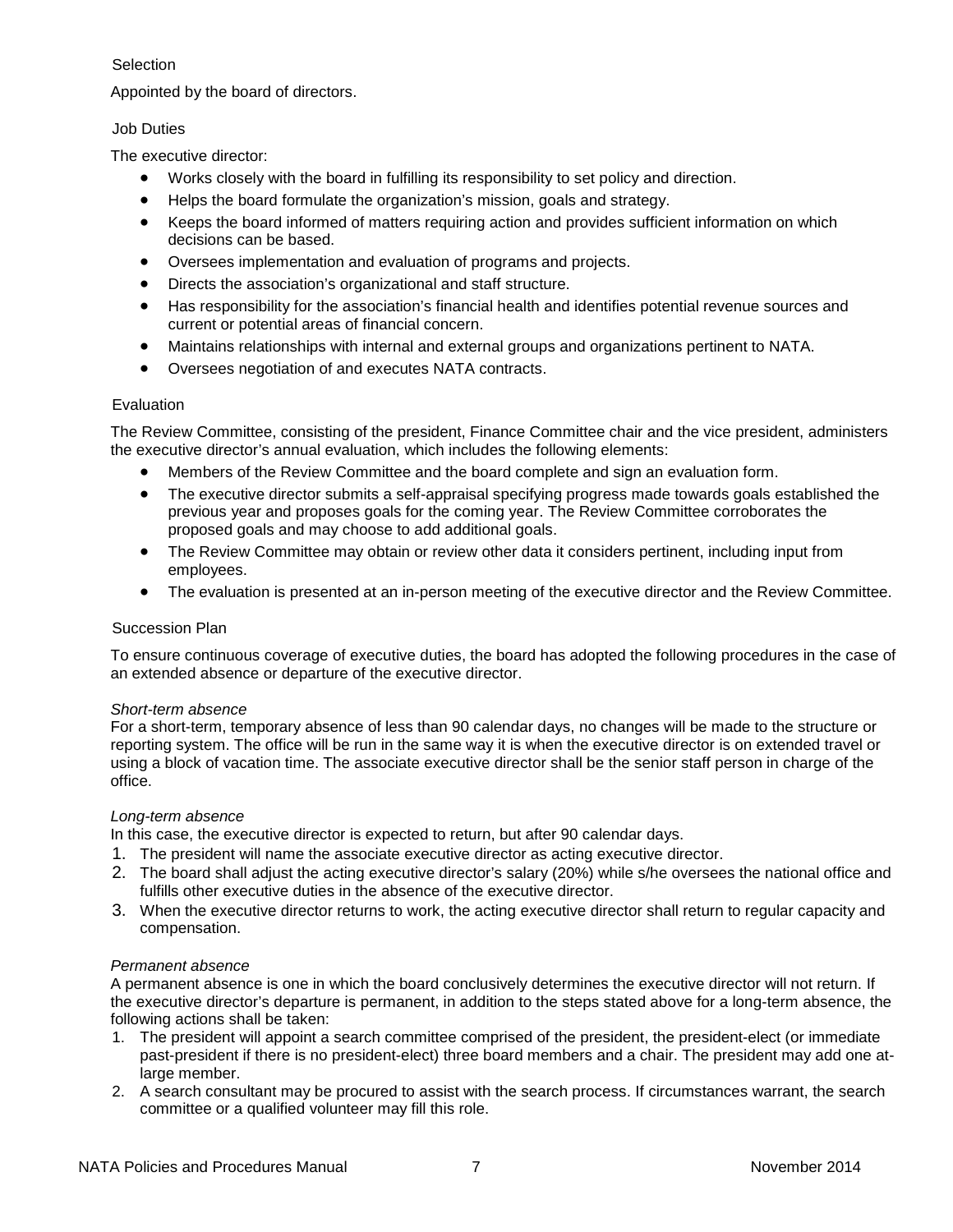### Selection

Appointed by the board of directors.

### Job Duties

The executive director:

- Works closely with the board in fulfilling its responsibility to set policy and direction.
- Helps the board formulate the organization's mission, goals and strategy.
- Keeps the board informed of matters requiring action and provides sufficient information on which decisions can be based.
- Oversees implementation and evaluation of programs and projects.
- Directs the association's organizational and staff structure.
- Has responsibility for the association's financial health and identifies potential revenue sources and current or potential areas of financial concern.
- Maintains relationships with internal and external groups and organizations pertinent to NATA.
- Oversees negotiation of and executes NATA contracts.

### Evaluation

The Review Committee, consisting of the president, Finance Committee chair and the vice president, administers the executive director's annual evaluation, which includes the following elements:

- Members of the Review Committee and the board complete and sign an evaluation form.
- The executive director submits a self-appraisal specifying progress made towards goals established the previous year and proposes goals for the coming year. The Review Committee corroborates the proposed goals and may choose to add additional goals.
- The Review Committee may obtain or review other data it considers pertinent, including input from employees.
- The evaluation is presented at an in-person meeting of the executive director and the Review Committee.

### Succession Plan

To ensure continuous coverage of executive duties, the board has adopted the following procedures in the case of an extended absence or departure of the executive director.

*Short-term absence*
For a short-term, temporary absence of less than 90 calendar days, no changes will be made to the structure or reporting system. The office will be run in the same way it is when the executive director is on extended travel or using a block of vacation time. The associate executive director shall be the senior staff person in charge of the office.

*Long-term absence*
In this case, the executive director is expected to return, but after 90 calendar days.

1. The president will name the associate executive director as acting executive director.
2. The board shall adjust the acting executive director's salary (20%) while s/he oversees the national office and fulfills other executive duties in the absence of the executive director.
3. When the executive director returns to work, the acting executive director shall return to regular capacity and compensation.

*Permanent absence*
A permanent absence is one in which the board conclusively determines the executive director will not return. If the executive director's departure is permanent, in addition to the steps stated above for a long-term absence, the following actions shall be taken:

1. The president will appoint a search committee comprised of the president, the president-elect (or immediate past-president if there is no president-elect) three board members and a chair. The president may add one at-large member.
2. A search consultant may be procured to assist with the search process. If circumstances warrant, the search committee or a qualified volunteer may fill this role.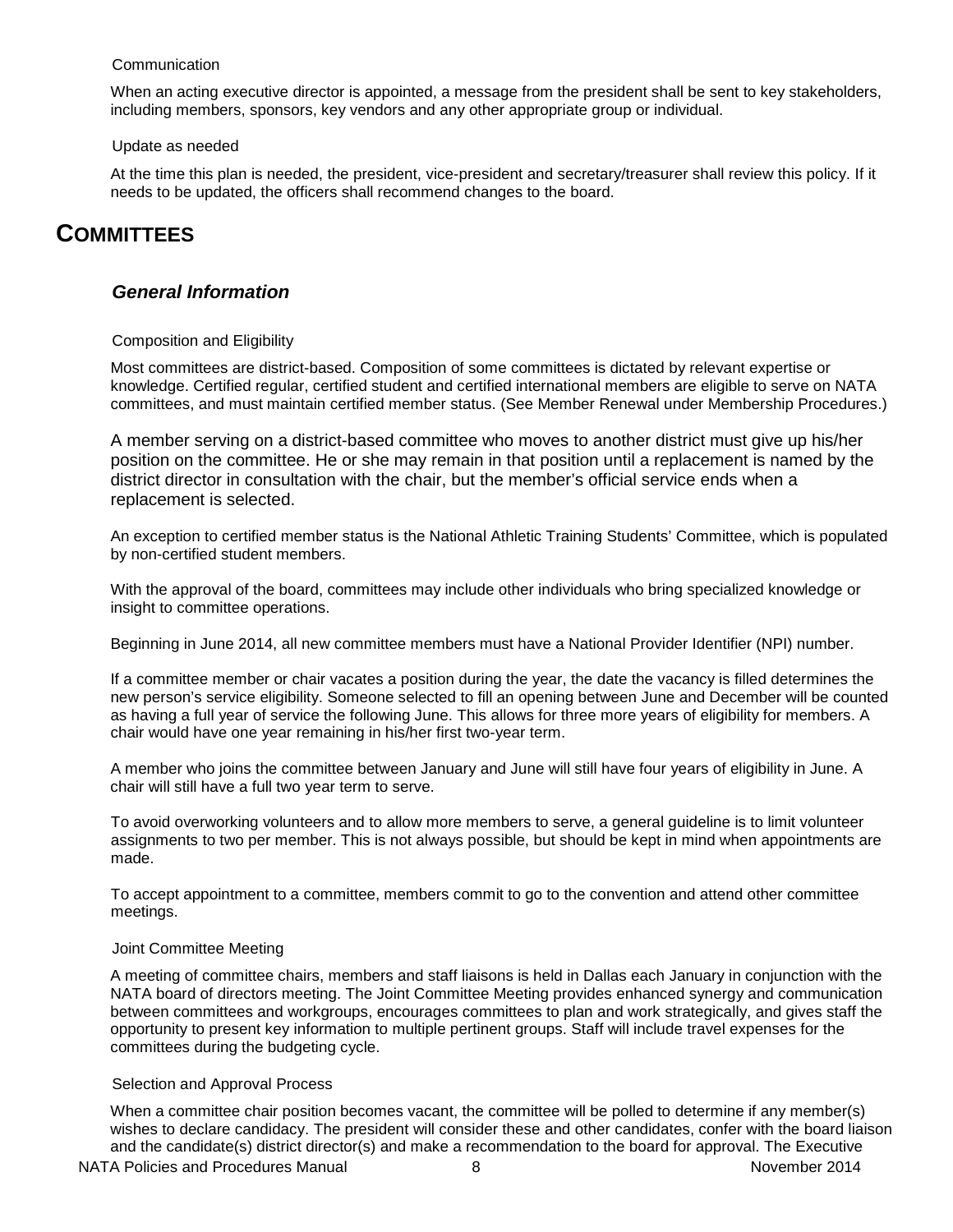#### Communication

When an acting executive director is appointed, a message from the president shall be sent to key stakeholders, including members, sponsors, key vendors and any other appropriate group or individual.

#### Update as needed

At the time this plan is needed, the president, vice-president and secretary/treasurer shall review this policy. If it needs to be updated, the officers shall recommend changes to the board.

# COMMITTEES

## *General Information*

#### Composition and Eligibility

Most committees are district-based. Composition of some committees is dictated by relevant expertise or knowledge. Certified regular, certified student and certified international members are eligible to serve on NATA committees, and must maintain certified member status. (See Member Renewal under Membership Procedures.)

A member serving on a district-based committee who moves to another district must give up his/her position on the committee. He or she may remain in that position until a replacement is named by the district director in consultation with the chair, but the member's official service ends when a replacement is selected.

An exception to certified member status is the National Athletic Training Students' Committee, which is populated by non-certified student members.

With the approval of the board, committees may include other individuals who bring specialized knowledge or insight to committee operations.

Beginning in June 2014, all new committee members must have a National Provider Identifier (NPI) number.

If a committee member or chair vacates a position during the year, the date the vacancy is filled determines the new person's service eligibility. Someone selected to fill an opening between June and December will be counted as having a full year of service the following June. This allows for three more years of eligibility for members. A chair would have one year remaining in his/her first two-year term.

A member who joins the committee between January and June will still have four years of eligibility in June. A chair will still have a full two year term to serve.

To avoid overworking volunteers and to allow more members to serve, a general guideline is to limit volunteer assignments to two per member. This is not always possible, but should be kept in mind when appointments are made.

To accept appointment to a committee, members commit to go to the convention and attend other committee meetings.

#### Joint Committee Meeting

A meeting of committee chairs, members and staff liaisons is held in Dallas each January in conjunction with the NATA board of directors meeting. The Joint Committee Meeting provides enhanced synergy and communication between committees and workgroups, encourages committees to plan and work strategically, and gives staff the opportunity to present key information to multiple pertinent groups. Staff will include travel expenses for the committees during the budgeting cycle.

#### Selection and Approval Process

When a committee chair position becomes vacant, the committee will be polled to determine if any member(s) wishes to declare candidacy. The president will consider these and other candidates, confer with the board liaison and the candidate(s) district director(s) and make a recommendation to the board for approval. The Executive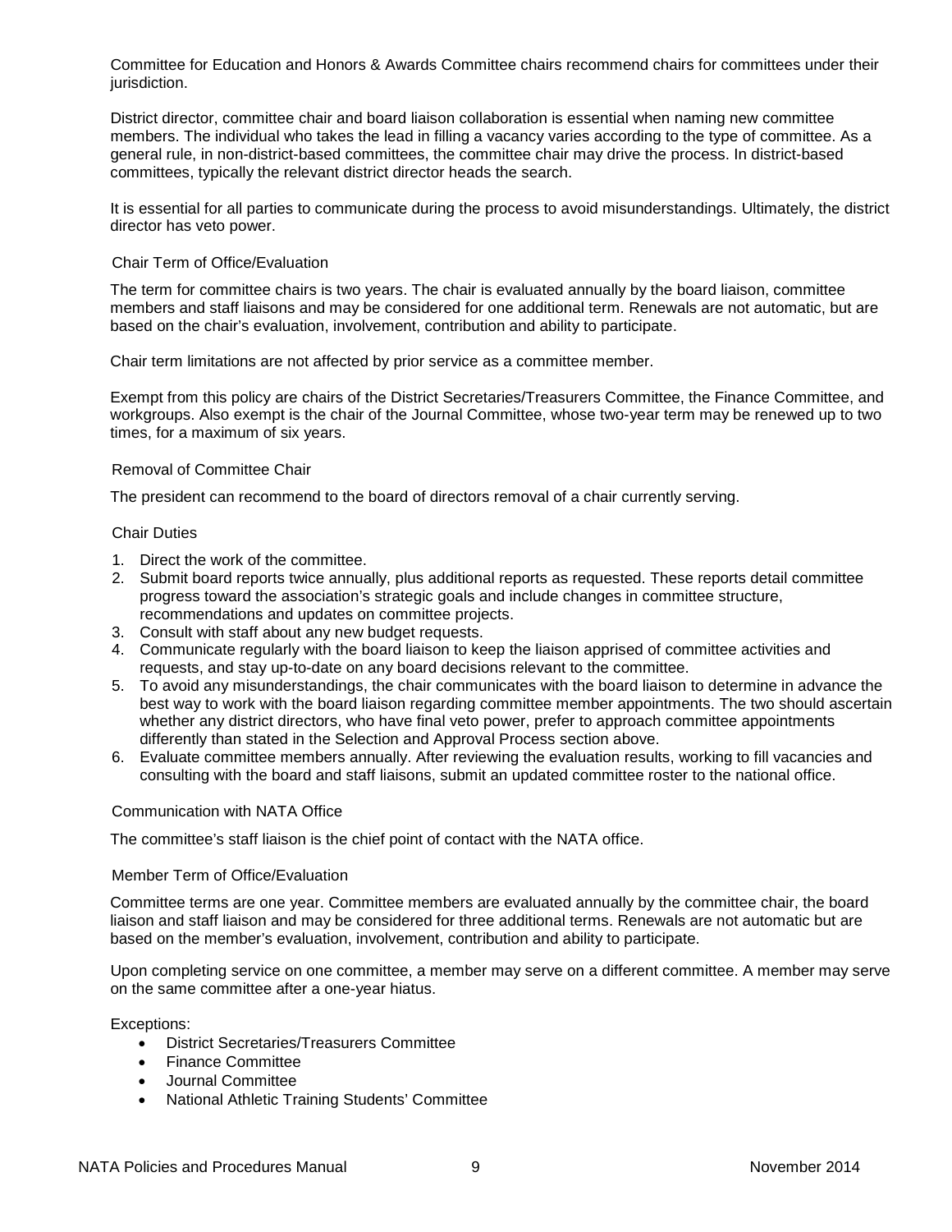Committee for Education and Honors & Awards Committee chairs recommend chairs for committees under their jurisdiction.

District director, committee chair and board liaison collaboration is essential when naming new committee members. The individual who takes the lead in filling a vacancy varies according to the type of committee. As a general rule, in non-district-based committees, the committee chair may drive the process. In district-based committees, typically the relevant district director heads the search.

It is essential for all parties to communicate during the process to avoid misunderstandings. Ultimately, the district director has veto power.

### Chair Term of Office/Evaluation

The term for committee chairs is two years. The chair is evaluated annually by the board liaison, committee members and staff liaisons and may be considered for one additional term. Renewals are not automatic, but are based on the chair's evaluation, involvement, contribution and ability to participate.

Chair term limitations are not affected by prior service as a committee member.

Exempt from this policy are chairs of the District Secretaries/Treasurers Committee, the Finance Committee, and workgroups. Also exempt is the chair of the Journal Committee, whose two-year term may be renewed up to two times, for a maximum of six years.

### Removal of Committee Chair

The president can recommend to the board of directors removal of a chair currently serving.

### Chair Duties

1. Direct the work of the committee.
2. Submit board reports twice annually, plus additional reports as requested. These reports detail committee progress toward the association's strategic goals and include changes in committee structure, recommendations and updates on committee projects.
3. Consult with staff about any new budget requests.
4. Communicate regularly with the board liaison to keep the liaison apprised of committee activities and requests, and stay up-to-date on any board decisions relevant to the committee.
5. To avoid any misunderstandings, the chair communicates with the board liaison to determine in advance the best way to work with the board liaison regarding committee member appointments. The two should ascertain whether any district directors, who have final veto power, prefer to approach committee appointments differently than stated in the Selection and Approval Process section above.
6. Evaluate committee members annually. After reviewing the evaluation results, working to fill vacancies and consulting with the board and staff liaisons, submit an updated committee roster to the national office.

### Communication with NATA Office

The committee's staff liaison is the chief point of contact with the NATA office.

### Member Term of Office/Evaluation

Committee terms are one year. Committee members are evaluated annually by the committee chair, the board liaison and staff liaison and may be considered for three additional terms. Renewals are not automatic but are based on the member's evaluation, involvement, contribution and ability to participate.

Upon completing service on one committee, a member may serve on a different committee. A member may serve on the same committee after a one-year hiatus.

Exceptions:

- District Secretaries/Treasurers Committee
- Finance Committee
- Journal Committee
- National Athletic Training Students' Committee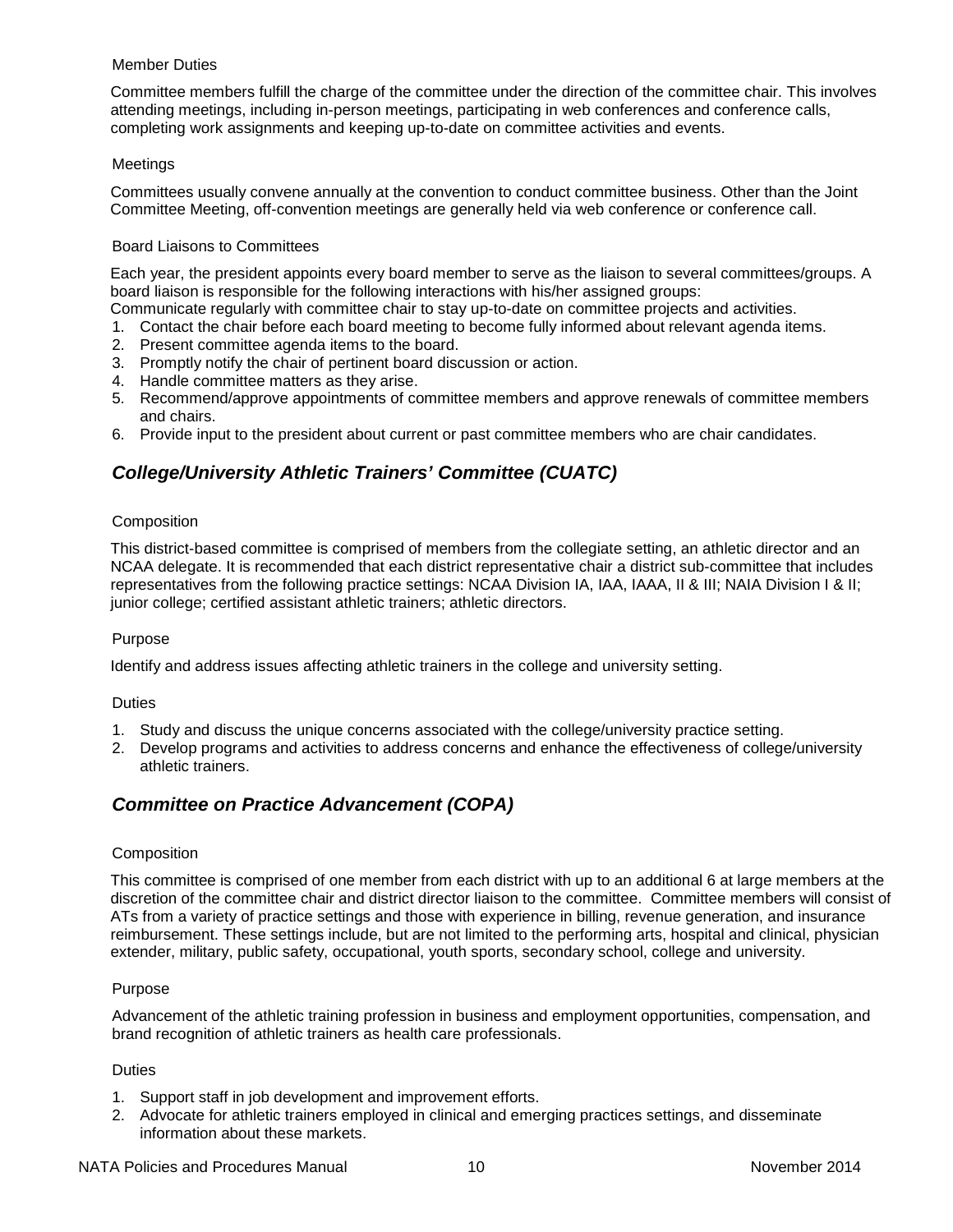#### Member Duties

Committee members fulfill the charge of the committee under the direction of the committee chair. This involves attending meetings, including in-person meetings, participating in web conferences and conference calls, completing work assignments and keeping up-to-date on committee activities and events.

#### Meetings

Committees usually convene annually at the convention to conduct committee business. Other than the Joint Committee Meeting, off-convention meetings are generally held via web conference or conference call.

#### Board Liaisons to Committees

Each year, the president appoints every board member to serve as the liaison to several committees/groups. A board liaison is responsible for the following interactions with his/her assigned groups:
Communicate regularly with committee chair to stay up-to-date on committee projects and activities.

1. Contact the chair before each board meeting to become fully informed about relevant agenda items.
2. Present committee agenda items to the board.
3. Promptly notify the chair of pertinent board discussion or action.
4. Handle committee matters as they arise.
5. Recommend/approve appointments of committee members and approve renewals of committee members and chairs.
6. Provide input to the president about current or past committee members who are chair candidates.

### *College/University Athletic Trainers' Committee (CUATC)*

#### Composition

This district-based committee is comprised of members from the collegiate setting, an athletic director and an NCAA delegate. It is recommended that each district representative chair a district sub-committee that includes representatives from the following practice settings: NCAA Division IA, IAA, IAAA, II & III; NAIA Division I & II; junior college; certified assistant athletic trainers; athletic directors.

#### Purpose

Identify and address issues affecting athletic trainers in the college and university setting.

#### Duties

1. Study and discuss the unique concerns associated with the college/university practice setting.
2. Develop programs and activities to address concerns and enhance the effectiveness of college/university athletic trainers.

### *Committee on Practice Advancement (COPA)*

#### Composition

This committee is comprised of one member from each district with up to an additional 6 at large members at the discretion of the committee chair and district director liaison to the committee. Committee members will consist of ATs from a variety of practice settings and those with experience in billing, revenue generation, and insurance reimbursement. These settings include, but are not limited to the performing arts, hospital and clinical, physician extender, military, public safety, occupational, youth sports, secondary school, college and university.

#### Purpose

Advancement of the athletic training profession in business and employment opportunities, compensation, and brand recognition of athletic trainers as health care professionals.

#### Duties

1. Support staff in job development and improvement efforts.
2. Advocate for athletic trainers employed in clinical and emerging practices settings, and disseminate information about these markets.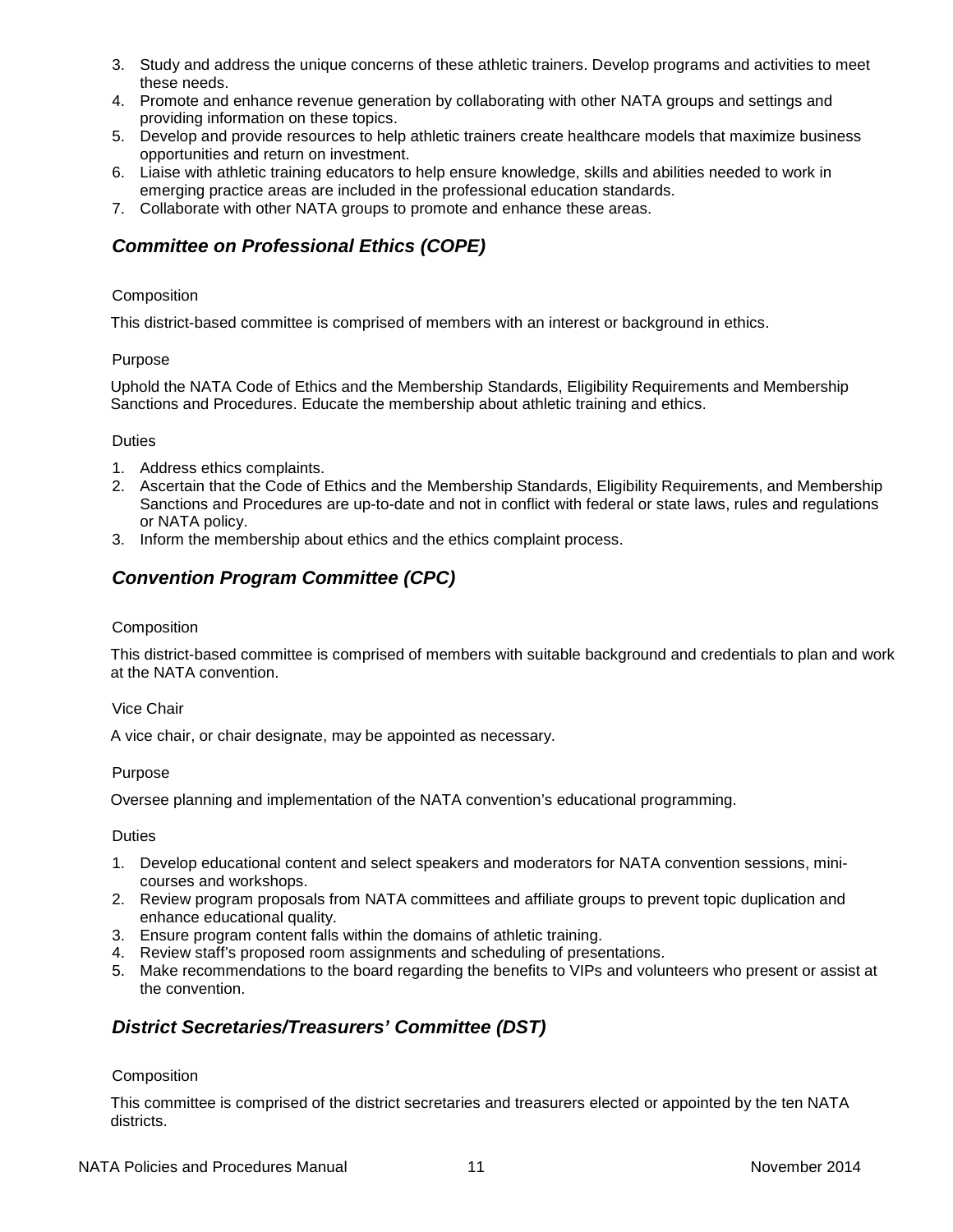3. Study and address the unique concerns of these athletic trainers. Develop programs and activities to meet these needs.
4. Promote and enhance revenue generation by collaborating with other NATA groups and settings and providing information on these topics.
5. Develop and provide resources to help athletic trainers create healthcare models that maximize business opportunities and return on investment.
6. Liaise with athletic training educators to help ensure knowledge, skills and abilities needed to work in emerging practice areas are included in the professional education standards.
7. Collaborate with other NATA groups to promote and enhance these areas.

### *Committee on Professional Ethics (COPE)*

Composition

This district-based committee is comprised of members with an interest or background in ethics.

Purpose

Uphold the NATA Code of Ethics and the Membership Standards, Eligibility Requirements and Membership Sanctions and Procedures. Educate the membership about athletic training and ethics.

Duties

1. Address ethics complaints.
2. Ascertain that the Code of Ethics and the Membership Standards, Eligibility Requirements, and Membership Sanctions and Procedures are up-to-date and not in conflict with federal or state laws, rules and regulations or NATA policy.
3. Inform the membership about ethics and the ethics complaint process.

### *Convention Program Committee (CPC)*

Composition

This district-based committee is comprised of members with suitable background and credentials to plan and work at the NATA convention.

Vice Chair

A vice chair, or chair designate, may be appointed as necessary.

Purpose

Oversee planning and implementation of the NATA convention's educational programming.

Duties

1. Develop educational content and select speakers and moderators for NATA convention sessions, mini-courses and workshops.
2. Review program proposals from NATA committees and affiliate groups to prevent topic duplication and enhance educational quality.
3. Ensure program content falls within the domains of athletic training.
4. Review staff's proposed room assignments and scheduling of presentations.
5. Make recommendations to the board regarding the benefits to VIPs and volunteers who present or assist at the convention.

### *District Secretaries/Treasurers' Committee (DST)*

Composition

This committee is comprised of the district secretaries and treasurers elected or appointed by the ten NATA districts.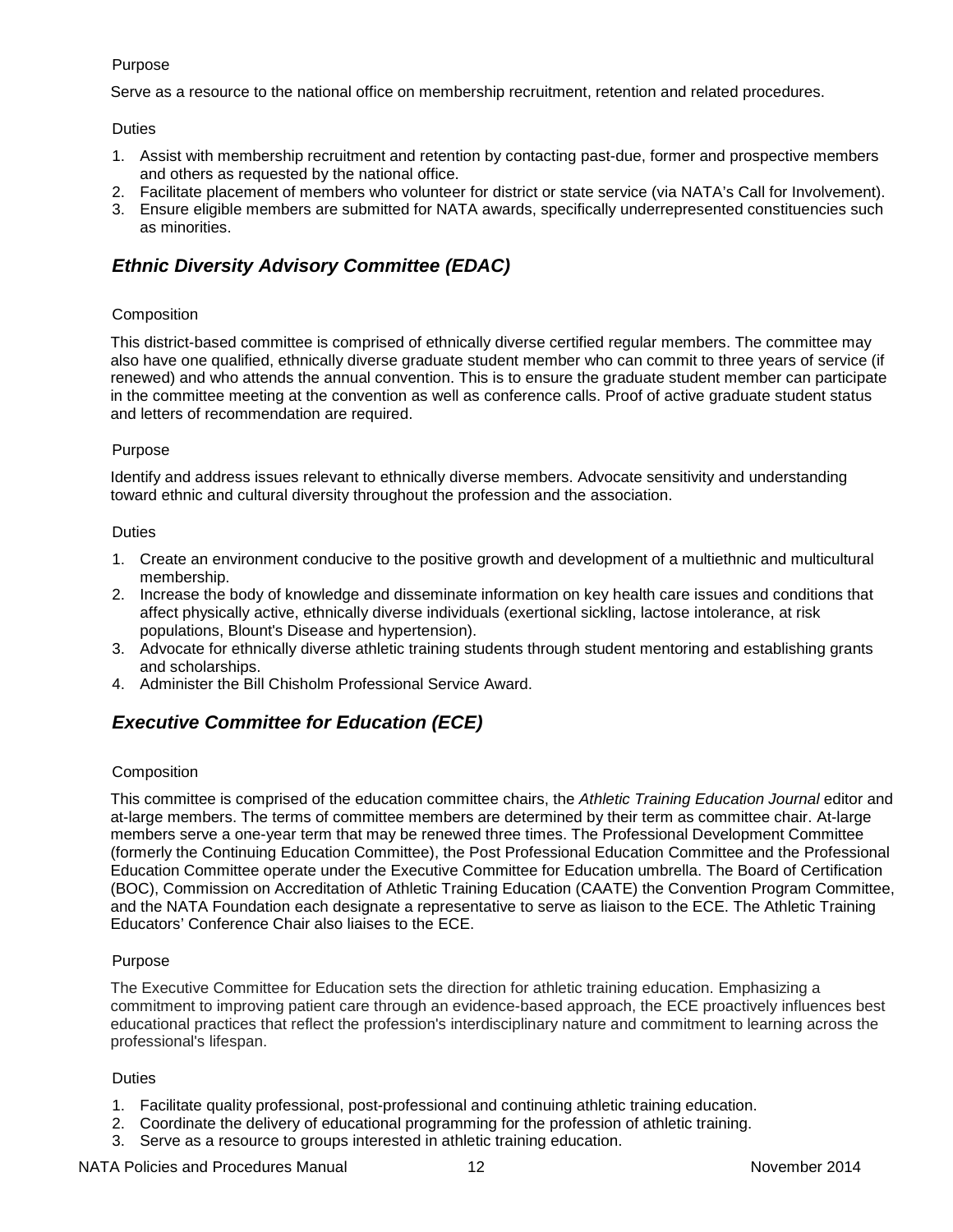Purpose

Serve as a resource to the national office on membership recruitment, retention and related procedures.

Duties

1. Assist with membership recruitment and retention by contacting past-due, former and prospective members and others as requested by the national office.
2. Facilitate placement of members who volunteer for district or state service (via NATA's Call for Involvement).
3. Ensure eligible members are submitted for NATA awards, specifically underrepresented constituencies such as minorities.

## *Ethnic Diversity Advisory Committee (EDAC)*

Composition

This district-based committee is comprised of ethnically diverse certified regular members. The committee may also have one qualified, ethnically diverse graduate student member who can commit to three years of service (if renewed) and who attends the annual convention. This is to ensure the graduate student member can participate in the committee meeting at the convention as well as conference calls. Proof of active graduate student status and letters of recommendation are required.

Purpose

Identify and address issues relevant to ethnically diverse members. Advocate sensitivity and understanding toward ethnic and cultural diversity throughout the profession and the association.

Duties

1. Create an environment conducive to the positive growth and development of a multiethnic and multicultural membership.
2. Increase the body of knowledge and disseminate information on key health care issues and conditions that affect physically active, ethnically diverse individuals (exertional sickling, lactose intolerance, at risk populations, Blount's Disease and hypertension).
3. Advocate for ethnically diverse athletic training students through student mentoring and establishing grants and scholarships.
4. Administer the Bill Chisholm Professional Service Award.

## *Executive Committee for Education (ECE)*

Composition

This committee is comprised of the education committee chairs, the *Athletic Training Education Journal* editor and at-large members. The terms of committee members are determined by their term as committee chair. At-large members serve a one-year term that may be renewed three times. The Professional Development Committee (formerly the Continuing Education Committee), the Post Professional Education Committee and the Professional Education Committee operate under the Executive Committee for Education umbrella. The Board of Certification (BOC), Commission on Accreditation of Athletic Training Education (CAATE) the Convention Program Committee, and the NATA Foundation each designate a representative to serve as liaison to the ECE. The Athletic Training Educators' Conference Chair also liaises to the ECE.

Purpose

The Executive Committee for Education sets the direction for athletic training education. Emphasizing a commitment to improving patient care through an evidence-based approach, the ECE proactively influences best educational practices that reflect the profession's interdisciplinary nature and commitment to learning across the professional's lifespan.

Duties

1. Facilitate quality professional, post-professional and continuing athletic training education.
2. Coordinate the delivery of educational programming for the profession of athletic training.
3. Serve as a resource to groups interested in athletic training education.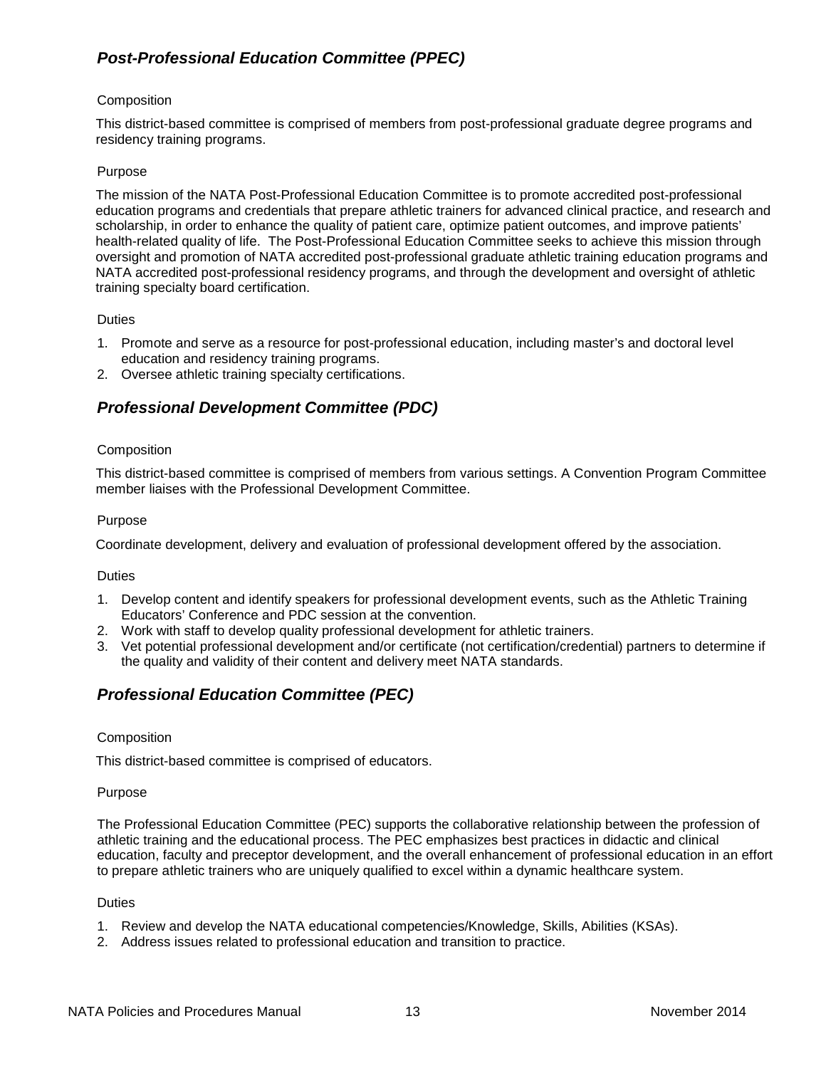## *Post-Professional Education Committee (PPEC)*

Composition

This district-based committee is comprised of members from post-professional graduate degree programs and residency training programs.

Purpose

The mission of the NATA Post-Professional Education Committee is to promote accredited post-professional education programs and credentials that prepare athletic trainers for advanced clinical practice, and research and scholarship, in order to enhance the quality of patient care, optimize patient outcomes, and improve patients' health-related quality of life. The Post-Professional Education Committee seeks to achieve this mission through oversight and promotion of NATA accredited post-professional graduate athletic training education programs and NATA accredited post-professional residency programs, and through the development and oversight of athletic training specialty board certification.

Duties

1. Promote and serve as a resource for post-professional education, including master's and doctoral level education and residency training programs.
2. Oversee athletic training specialty certifications.

## *Professional Development Committee (PDC)*

Composition

This district-based committee is comprised of members from various settings. A Convention Program Committee member liaises with the Professional Development Committee.

Purpose

Coordinate development, delivery and evaluation of professional development offered by the association.

Duties

1. Develop content and identify speakers for professional development events, such as the Athletic Training Educators' Conference and PDC session at the convention.
2. Work with staff to develop quality professional development for athletic trainers.
3. Vet potential professional development and/or certificate (not certification/credential) partners to determine if the quality and validity of their content and delivery meet NATA standards.

## *Professional Education Committee (PEC)*

Composition

This district-based committee is comprised of educators.

Purpose

The Professional Education Committee (PEC) supports the collaborative relationship between the profession of athletic training and the educational process. The PEC emphasizes best practices in didactic and clinical education, faculty and preceptor development, and the overall enhancement of professional education in an effort to prepare athletic trainers who are uniquely qualified to excel within a dynamic healthcare system.

Duties

1. Review and develop the NATA educational competencies/Knowledge, Skills, Abilities (KSAs).
2. Address issues related to professional education and transition to practice.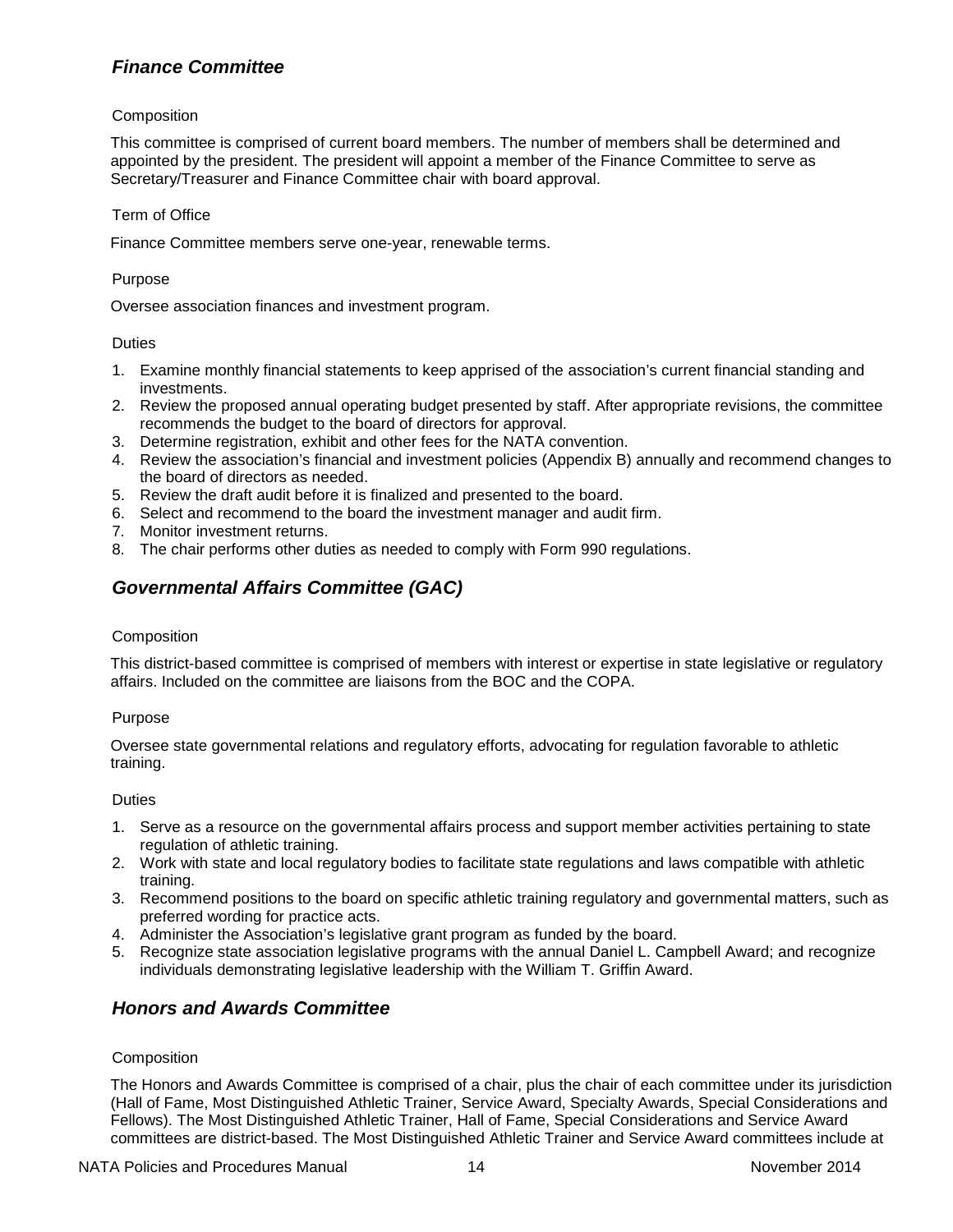### *Finance Committee*

Composition

This committee is comprised of current board members. The number of members shall be determined and appointed by the president. The president will appoint a member of the Finance Committee to serve as Secretary/Treasurer and Finance Committee chair with board approval.

Term of Office

Finance Committee members serve one-year, renewable terms.

Purpose

Oversee association finances and investment program.

Duties

1. Examine monthly financial statements to keep apprised of the association's current financial standing and investments.
2. Review the proposed annual operating budget presented by staff. After appropriate revisions, the committee recommends the budget to the board of directors for approval.
3. Determine registration, exhibit and other fees for the NATA convention.
4. Review the association's financial and investment policies (Appendix B) annually and recommend changes to the board of directors as needed.
5. Review the draft audit before it is finalized and presented to the board.
6. Select and recommend to the board the investment manager and audit firm.
7. Monitor investment returns.
8. The chair performs other duties as needed to comply with Form 990 regulations.

### *Governmental Affairs Committee (GAC)*

Composition

This district-based committee is comprised of members with interest or expertise in state legislative or regulatory affairs. Included on the committee are liaisons from the BOC and the COPA.

Purpose

Oversee state governmental relations and regulatory efforts, advocating for regulation favorable to athletic training.

Duties

1. Serve as a resource on the governmental affairs process and support member activities pertaining to state regulation of athletic training.
2. Work with state and local regulatory bodies to facilitate state regulations and laws compatible with athletic training.
3. Recommend positions to the board on specific athletic training regulatory and governmental matters, such as preferred wording for practice acts.
4. Administer the Association's legislative grant program as funded by the board.
5. Recognize state association legislative programs with the annual Daniel L. Campbell Award; and recognize individuals demonstrating legislative leadership with the William T. Griffin Award.

### *Honors and Awards Committee*

Composition

The Honors and Awards Committee is comprised of a chair, plus the chair of each committee under its jurisdiction (Hall of Fame, Most Distinguished Athletic Trainer, Service Award, Specialty Awards, Special Considerations and Fellows). The Most Distinguished Athletic Trainer, Hall of Fame, Special Considerations and Service Award committees are district-based. The Most Distinguished Athletic Trainer and Service Award committees include at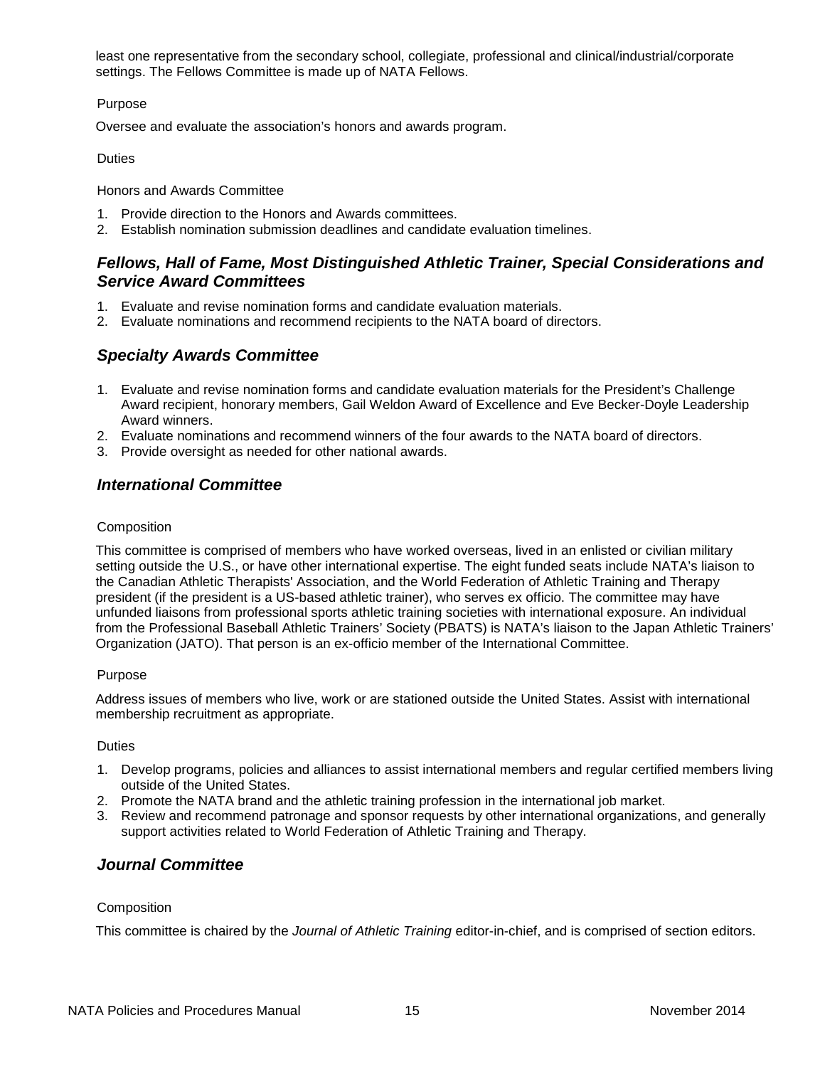least one representative from the secondary school, collegiate, professional and clinical/industrial/corporate settings. The Fellows Committee is made up of NATA Fellows.

Purpose

Oversee and evaluate the association's honors and awards program.

Duties

Honors and Awards Committee

1. Provide direction to the Honors and Awards committees.
2. Establish nomination submission deadlines and candidate evaluation timelines.

### *Fellows, Hall of Fame, Most Distinguished Athletic Trainer, Special Considerations and Service Award Committees*

1. Evaluate and revise nomination forms and candidate evaluation materials.
2. Evaluate nominations and recommend recipients to the NATA board of directors.

### *Specialty Awards Committee*

1. Evaluate and revise nomination forms and candidate evaluation materials for the President's Challenge Award recipient, honorary members, Gail Weldon Award of Excellence and Eve Becker-Doyle Leadership Award winners.
2. Evaluate nominations and recommend winners of the four awards to the NATA board of directors.
3. Provide oversight as needed for other national awards.

### *International Committee*

Composition

This committee is comprised of members who have worked overseas, lived in an enlisted or civilian military setting outside the U.S., or have other international expertise. The eight funded seats include NATA's liaison to the Canadian Athletic Therapists' Association, and the World Federation of Athletic Training and Therapy president (if the president is a US-based athletic trainer), who serves ex officio. The committee may have unfunded liaisons from professional sports athletic training societies with international exposure. An individual from the Professional Baseball Athletic Trainers' Society (PBATS) is NATA's liaison to the Japan Athletic Trainers' Organization (JATO). That person is an ex-officio member of the International Committee.

Purpose

Address issues of members who live, work or are stationed outside the United States. Assist with international membership recruitment as appropriate.

Duties

1. Develop programs, policies and alliances to assist international members and regular certified members living outside of the United States.
2. Promote the NATA brand and the athletic training profession in the international job market.
3. Review and recommend patronage and sponsor requests by other international organizations, and generally support activities related to World Federation of Athletic Training and Therapy.

### *Journal Committee*

Composition

This committee is chaired by the *Journal of Athletic Training* editor-in-chief, and is comprised of section editors.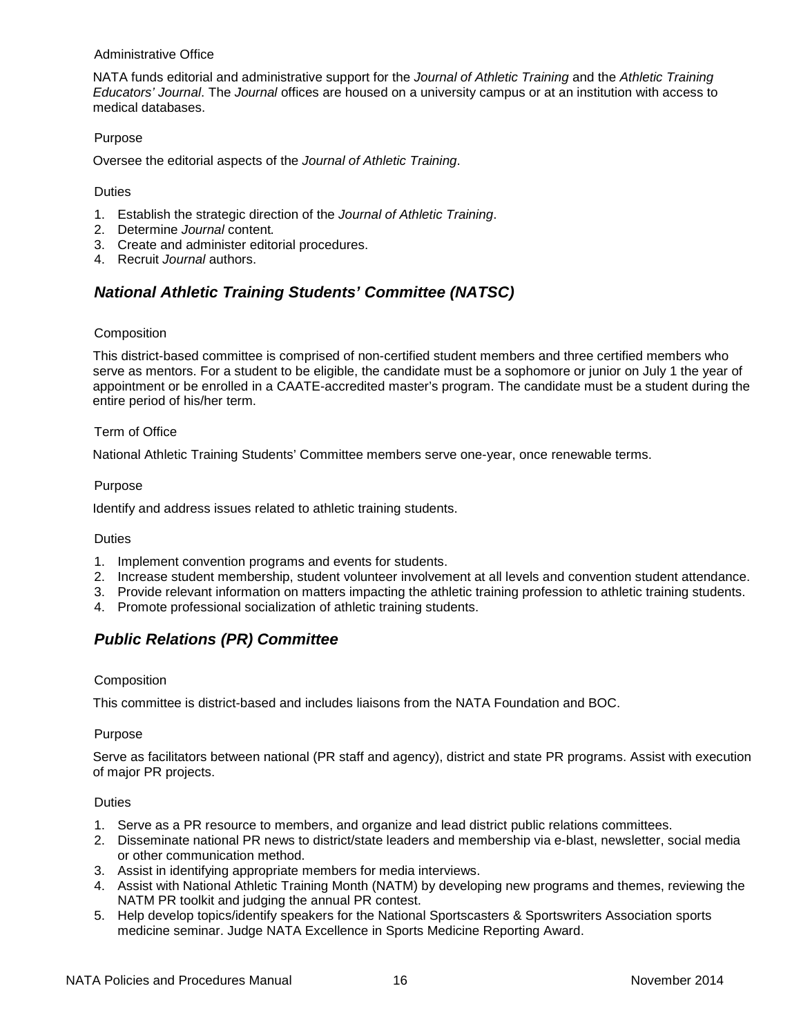#### Administrative Office

NATA funds editorial and administrative support for the *Journal of Athletic Training* and the *Athletic Training Educators' Journal*. The *Journal* offices are housed on a university campus or at an institution with access to medical databases.

#### Purpose

Oversee the editorial aspects of the *Journal of Athletic Training*.

#### Duties

1. Establish the strategic direction of the *Journal of Athletic Training*.
2. Determine *Journal* content.
3. Create and administer editorial procedures.
4. Recruit *Journal* authors.

## *National Athletic Training Students' Committee (NATSC)*

#### Composition

This district-based committee is comprised of non-certified student members and three certified members who serve as mentors. For a student to be eligible, the candidate must be a sophomore or junior on July 1 the year of appointment or be enrolled in a CAATE-accredited master's program. The candidate must be a student during the entire period of his/her term.

#### Term of Office

National Athletic Training Students' Committee members serve one-year, once renewable terms.

#### Purpose

Identify and address issues related to athletic training students.

#### Duties

1. Implement convention programs and events for students.
2. Increase student membership, student volunteer involvement at all levels and convention student attendance.
3. Provide relevant information on matters impacting the athletic training profession to athletic training students.
4. Promote professional socialization of athletic training students.

## *Public Relations (PR) Committee*

#### Composition

This committee is district-based and includes liaisons from the NATA Foundation and BOC.

#### Purpose

Serve as facilitators between national (PR staff and agency), district and state PR programs. Assist with execution of major PR projects.

#### Duties

1. Serve as a PR resource to members, and organize and lead district public relations committees.
2. Disseminate national PR news to district/state leaders and membership via e-blast, newsletter, social media or other communication method.
3. Assist in identifying appropriate members for media interviews.
4. Assist with National Athletic Training Month (NATM) by developing new programs and themes, reviewing the NATM PR toolkit and judging the annual PR contest.
5. Help develop topics/identify speakers for the National Sportscasters & Sportswriters Association sports medicine seminar. Judge NATA Excellence in Sports Medicine Reporting Award.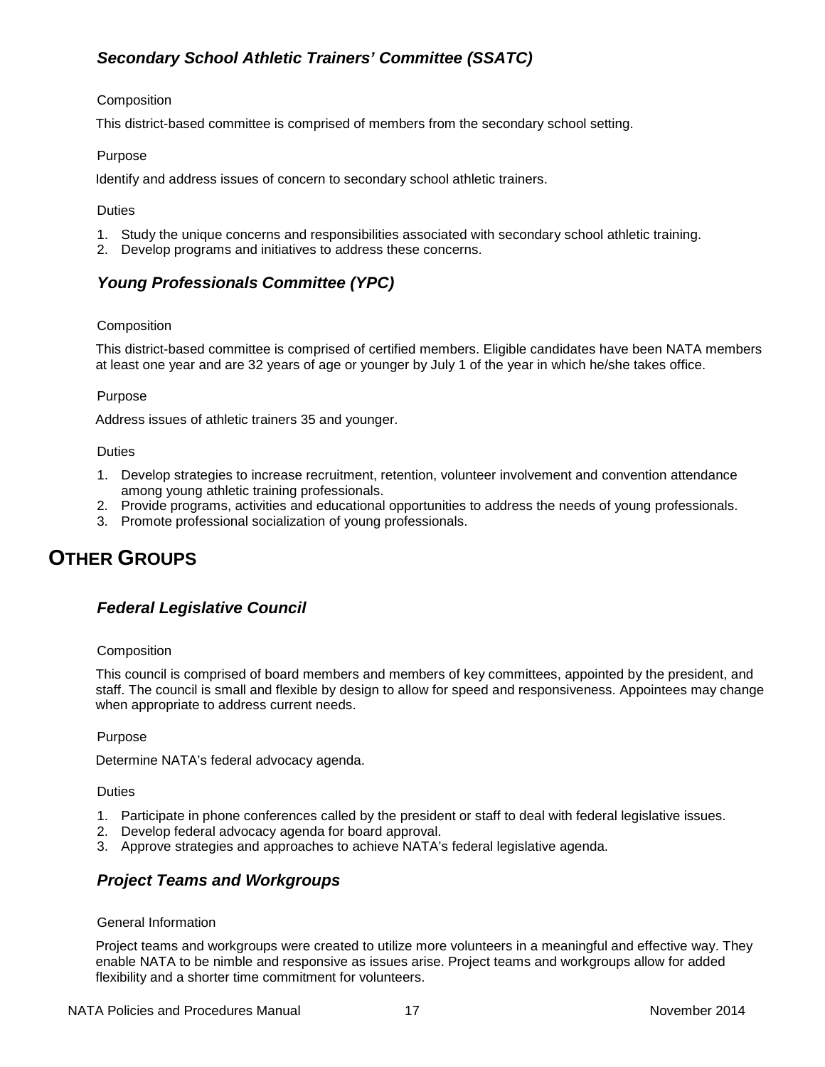### *Secondary School Athletic Trainers' Committee (SSATC)*

Composition

This district-based committee is comprised of members from the secondary school setting.

Purpose

Identify and address issues of concern to secondary school athletic trainers.

Duties

1. Study the unique concerns and responsibilities associated with secondary school athletic training.
2. Develop programs and initiatives to address these concerns.

### *Young Professionals Committee (YPC)*

Composition

This district-based committee is comprised of certified members. Eligible candidates have been NATA members at least one year and are 32 years of age or younger by July 1 of the year in which he/she takes office.

Purpose

Address issues of athletic trainers 35 and younger.

Duties

1. Develop strategies to increase recruitment, retention, volunteer involvement and convention attendance among young athletic training professionals.
2. Provide programs, activities and educational opportunities to address the needs of young professionals.
3. Promote professional socialization of young professionals.

## OTHER GROUPS

### *Federal Legislative Council*

Composition

This council is comprised of board members and members of key committees, appointed by the president, and staff. The council is small and flexible by design to allow for speed and responsiveness. Appointees may change when appropriate to address current needs.

Purpose

Determine NATA's federal advocacy agenda.

Duties

1. Participate in phone conferences called by the president or staff to deal with federal legislative issues.
2. Develop federal advocacy agenda for board approval.
3. Approve strategies and approaches to achieve NATA's federal legislative agenda.

### *Project Teams and Workgroups*

General Information

Project teams and workgroups were created to utilize more volunteers in a meaningful and effective way. They enable NATA to be nimble and responsive as issues arise. Project teams and workgroups allow for added flexibility and a shorter time commitment for volunteers.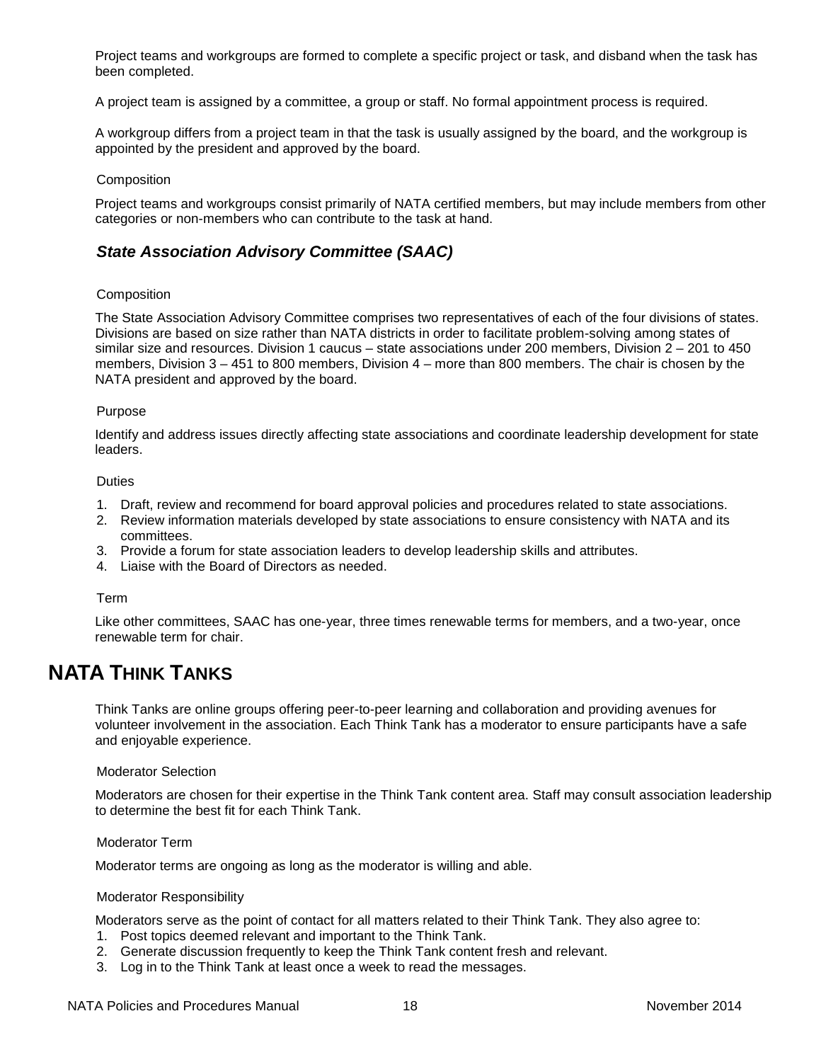Project teams and workgroups are formed to complete a specific project or task, and disband when the task has been completed.

A project team is assigned by a committee, a group or staff. No formal appointment process is required.

A workgroup differs from a project team in that the task is usually assigned by the board, and the workgroup is appointed by the president and approved by the board.

#### Composition

Project teams and workgroups consist primarily of NATA certified members, but may include members from other categories or non-members who can contribute to the task at hand.

### *State Association Advisory Committee (SAAC)*

#### Composition

The State Association Advisory Committee comprises two representatives of each of the four divisions of states. Divisions are based on size rather than NATA districts in order to facilitate problem-solving among states of similar size and resources. Division 1 caucus – state associations under 200 members, Division 2 – 201 to 450 members, Division 3 – 451 to 800 members, Division 4 – more than 800 members. The chair is chosen by the NATA president and approved by the board.

#### Purpose

Identify and address issues directly affecting state associations and coordinate leadership development for state leaders.

#### Duties

1. Draft, review and recommend for board approval policies and procedures related to state associations.
2. Review information materials developed by state associations to ensure consistency with NATA and its committees.
3. Provide a forum for state association leaders to develop leadership skills and attributes.
4. Liaise with the Board of Directors as needed.

#### Term

Like other committees, SAAC has one-year, three times renewable terms for members, and a two-year, once renewable term for chair.

## NATA Think Tanks

Think Tanks are online groups offering peer-to-peer learning and collaboration and providing avenues for volunteer involvement in the association. Each Think Tank has a moderator to ensure participants have a safe and enjoyable experience.

#### Moderator Selection

Moderators are chosen for their expertise in the Think Tank content area. Staff may consult association leadership to determine the best fit for each Think Tank.

#### Moderator Term

Moderator terms are ongoing as long as the moderator is willing and able.

#### Moderator Responsibility

Moderators serve as the point of contact for all matters related to their Think Tank. They also agree to:

1. Post topics deemed relevant and important to the Think Tank.
2. Generate discussion frequently to keep the Think Tank content fresh and relevant.
3. Log in to the Think Tank at least once a week to read the messages.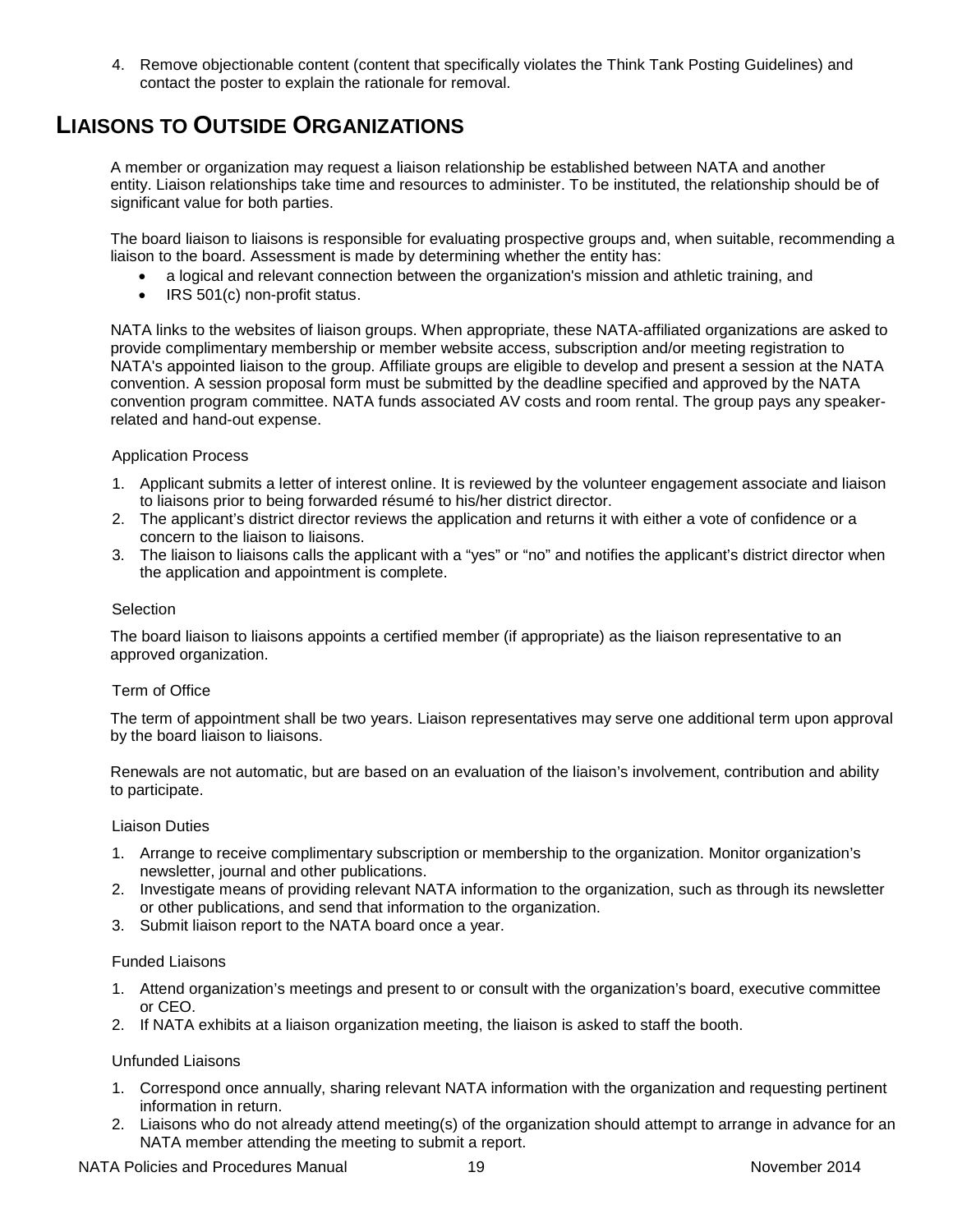4. Remove objectionable content (content that specifically violates the Think Tank Posting Guidelines) and contact the poster to explain the rationale for removal.

## LIAISONS TO OUTSIDE ORGANIZATIONS

A member or organization may request a liaison relationship be established between NATA and another entity. Liaison relationships take time and resources to administer. To be instituted, the relationship should be of significant value for both parties.

The board liaison to liaisons is responsible for evaluating prospective groups and, when suitable, recommending a liaison to the board. Assessment is made by determining whether the entity has:

- a logical and relevant connection between the organization's mission and athletic training, and
- IRS 501(c) non-profit status.

NATA links to the websites of liaison groups. When appropriate, these NATA-affiliated organizations are asked to provide complimentary membership or member website access, subscription and/or meeting registration to NATA's appointed liaison to the group. Affiliate groups are eligible to develop and present a session at the NATA convention. A session proposal form must be submitted by the deadline specified and approved by the NATA convention program committee. NATA funds associated AV costs and room rental. The group pays any speaker-related and hand-out expense.

### Application Process

1. Applicant submits a letter of interest online. It is reviewed by the volunteer engagement associate and liaison to liaisons prior to being forwarded résumé to his/her district director.
2. The applicant's district director reviews the application and returns it with either a vote of confidence or a concern to the liaison to liaisons.
3. The liaison to liaisons calls the applicant with a "yes" or "no" and notifies the applicant's district director when the application and appointment is complete.

### Selection

The board liaison to liaisons appoints a certified member (if appropriate) as the liaison representative to an approved organization.

### Term of Office

The term of appointment shall be two years. Liaison representatives may serve one additional term upon approval by the board liaison to liaisons.

Renewals are not automatic, but are based on an evaluation of the liaison's involvement, contribution and ability to participate.

### Liaison Duties

1. Arrange to receive complimentary subscription or membership to the organization. Monitor organization's newsletter, journal and other publications.
2. Investigate means of providing relevant NATA information to the organization, such as through its newsletter or other publications, and send that information to the organization.
3. Submit liaison report to the NATA board once a year.

### Funded Liaisons

1. Attend organization's meetings and present to or consult with the organization's board, executive committee or CEO.
2. If NATA exhibits at a liaison organization meeting, the liaison is asked to staff the booth.

### Unfunded Liaisons

1. Correspond once annually, sharing relevant NATA information with the organization and requesting pertinent information in return.
2. Liaisons who do not already attend meeting(s) of the organization should attempt to arrange in advance for an NATA member attending the meeting to submit a report.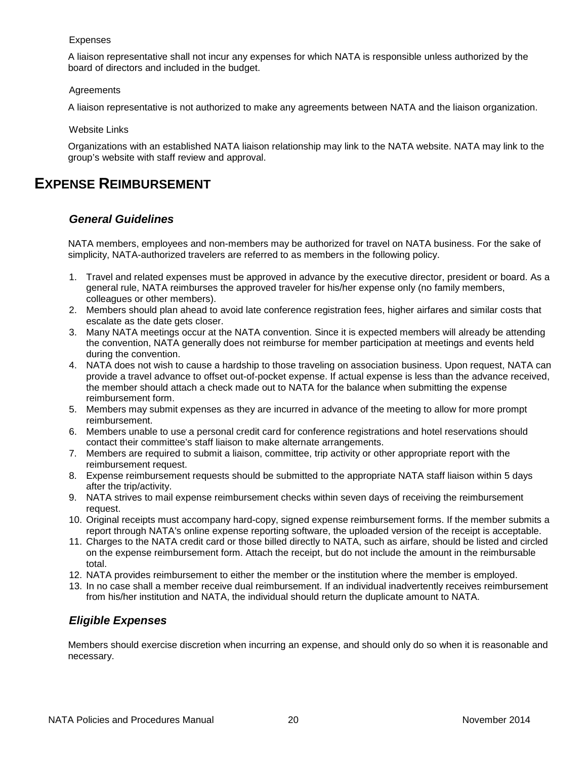Expenses

A liaison representative shall not incur any expenses for which NATA is responsible unless authorized by the board of directors and included in the budget.

Agreements

A liaison representative is not authorized to make any agreements between NATA and the liaison organization.

Website Links

Organizations with an established NATA liaison relationship may link to the NATA website. NATA may link to the group's website with staff review and approval.

# EXPENSE REIMBURSEMENT

### *General Guidelines*

NATA members, employees and non-members may be authorized for travel on NATA business. For the sake of simplicity, NATA-authorized travelers are referred to as members in the following policy.

1. Travel and related expenses must be approved in advance by the executive director, president or board. As a general rule, NATA reimburses the approved traveler for his/her expense only (no family members, colleagues or other members).
2. Members should plan ahead to avoid late conference registration fees, higher airfares and similar costs that escalate as the date gets closer.
3. Many NATA meetings occur at the NATA convention. Since it is expected members will already be attending the convention, NATA generally does not reimburse for member participation at meetings and events held during the convention.
4. NATA does not wish to cause a hardship to those traveling on association business. Upon request, NATA can provide a travel advance to offset out-of-pocket expense. If actual expense is less than the advance received, the member should attach a check made out to NATA for the balance when submitting the expense reimbursement form.
5. Members may submit expenses as they are incurred in advance of the meeting to allow for more prompt reimbursement.
6. Members unable to use a personal credit card for conference registrations and hotel reservations should contact their committee's staff liaison to make alternate arrangements.
7. Members are required to submit a liaison, committee, trip activity or other appropriate report with the reimbursement request.
8. Expense reimbursement requests should be submitted to the appropriate NATA staff liaison within 5 days after the trip/activity.
9. NATA strives to mail expense reimbursement checks within seven days of receiving the reimbursement request.
10. Original receipts must accompany hard-copy, signed expense reimbursement forms. If the member submits a report through NATA's online expense reporting software, the uploaded version of the receipt is acceptable.
11. Charges to the NATA credit card or those billed directly to NATA, such as airfare, should be listed and circled on the expense reimbursement form. Attach the receipt, but do not include the amount in the reimbursable total.
12. NATA provides reimbursement to either the member or the institution where the member is employed.
13. In no case shall a member receive dual reimbursement. If an individual inadvertently receives reimbursement from his/her institution and NATA, the individual should return the duplicate amount to NATA.

### *Eligible Expenses*

Members should exercise discretion when incurring an expense, and should only do so when it is reasonable and necessary.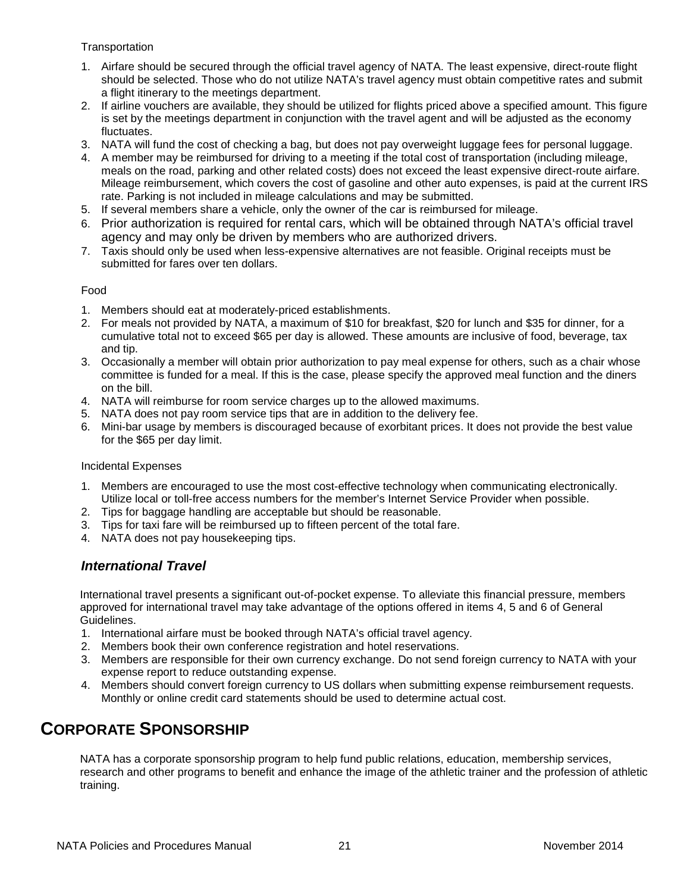Transportation

1. Airfare should be secured through the official travel agency of NATA. The least expensive, direct-route flight should be selected. Those who do not utilize NATA's travel agency must obtain competitive rates and submit a flight itinerary to the meetings department.
2. If airline vouchers are available, they should be utilized for flights priced above a specified amount. This figure is set by the meetings department in conjunction with the travel agent and will be adjusted as the economy fluctuates.
3. NATA will fund the cost of checking a bag, but does not pay overweight luggage fees for personal luggage.
4. A member may be reimbursed for driving to a meeting if the total cost of transportation (including mileage, meals on the road, parking and other related costs) does not exceed the least expensive direct-route airfare. Mileage reimbursement, which covers the cost of gasoline and other auto expenses, is paid at the current IRS rate. Parking is not included in mileage calculations and may be submitted.
5. If several members share a vehicle, only the owner of the car is reimbursed for mileage.
6. Prior authorization is required for rental cars, which will be obtained through NATA's official travel agency and may only be driven by members who are authorized drivers.
7. Taxis should only be used when less-expensive alternatives are not feasible. Original receipts must be submitted for fares over ten dollars.

Food

1. Members should eat at moderately-priced establishments.
2. For meals not provided by NATA, a maximum of $10 for breakfast, $20 for lunch and $35 for dinner, for a cumulative total not to exceed $65 per day is allowed. These amounts are inclusive of food, beverage, tax and tip.
3. Occasionally a member will obtain prior authorization to pay meal expense for others, such as a chair whose committee is funded for a meal. If this is the case, please specify the approved meal function and the diners on the bill.
4. NATA will reimburse for room service charges up to the allowed maximums.
5. NATA does not pay room service tips that are in addition to the delivery fee.
6. Mini-bar usage by members is discouraged because of exorbitant prices. It does not provide the best value for the $65 per day limit.

Incidental Expenses

1. Members are encouraged to use the most cost-effective technology when communicating electronically. Utilize local or toll-free access numbers for the member's Internet Service Provider when possible.
2. Tips for baggage handling are acceptable but should be reasonable.
3. Tips for taxi fare will be reimbursed up to fifteen percent of the total fare.
4. NATA does not pay housekeeping tips.

### *International Travel*

International travel presents a significant out-of-pocket expense. To alleviate this financial pressure, members approved for international travel may take advantage of the options offered in items 4, 5 and 6 of General Guidelines.

1. International airfare must be booked through NATA's official travel agency.
2. Members book their own conference registration and hotel reservations.
3. Members are responsible for their own currency exchange. Do not send foreign currency to NATA with your expense report to reduce outstanding expense.
4. Members should convert foreign currency to US dollars when submitting expense reimbursement requests. Monthly or online credit card statements should be used to determine actual cost.

## CORPORATE SPONSORSHIP

NATA has a corporate sponsorship program to help fund public relations, education, membership services, research and other programs to benefit and enhance the image of the athletic trainer and the profession of athletic training.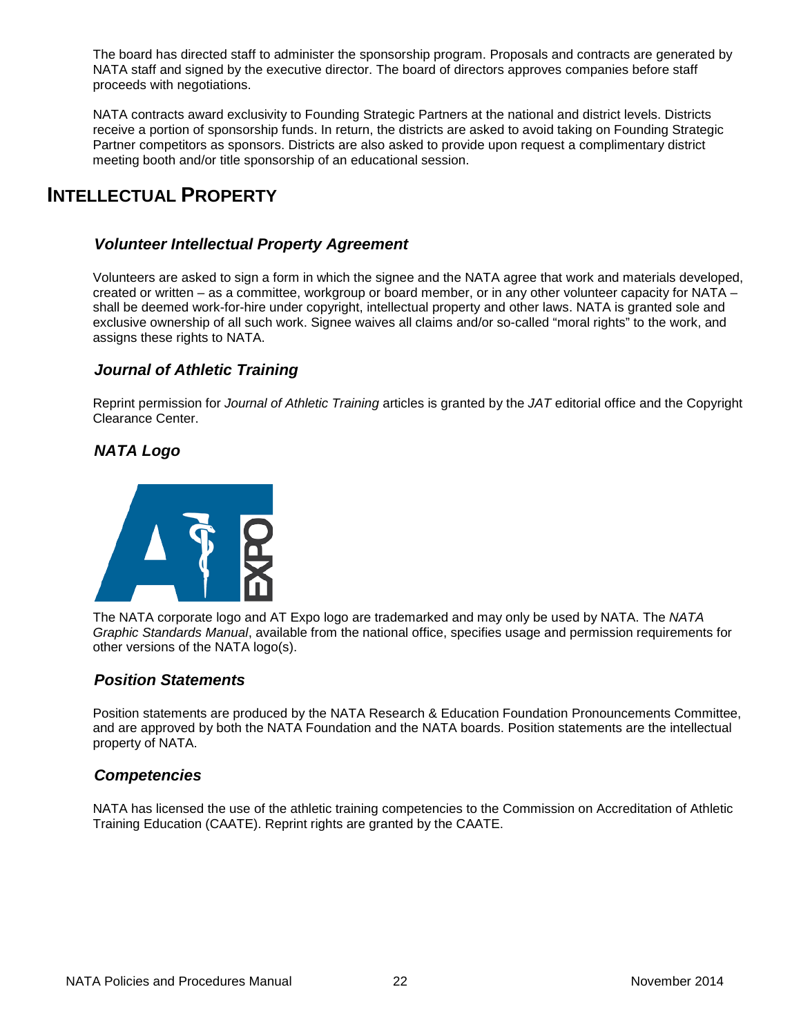The board has directed staff to administer the sponsorship program. Proposals and contracts are generated by NATA staff and signed by the executive director. The board of directors approves companies before staff proceeds with negotiations.

NATA contracts award exclusivity to Founding Strategic Partners at the national and district levels. Districts receive a portion of sponsorship funds. In return, the districts are asked to avoid taking on Founding Strategic Partner competitors as sponsors. Districts are also asked to provide upon request a complimentary district meeting booth and/or title sponsorship of an educational session.

## INTELLECTUAL PROPERTY

### *Volunteer Intellectual Property Agreement*

Volunteers are asked to sign a form in which the signee and the NATA agree that work and materials developed, created or written – as a committee, workgroup or board member, or in any other volunteer capacity for NATA – shall be deemed work-for-hire under copyright, intellectual property and other laws. NATA is granted sole and exclusive ownership of all such work. Signee waives all claims and/or so-called “moral rights” to the work, and assigns these rights to NATA.

### *Journal of Athletic Training*

Reprint permission for *Journal of Athletic Training* articles is granted by the *JAT* editorial office and the Copyright Clearance Center.

### *NATA Logo*

The NATA corporate logo and AT Expo logo are trademarked and may only be used by NATA. The *NATA Graphic Standards Manual*, available from the national office, specifies usage and permission requirements for other versions of the NATA logo(s).

### *Position Statements*

Position statements are produced by the NATA Research & Education Foundation Pronouncements Committee, and are approved by both the NATA Foundation and the NATA boards. Position statements are the intellectual property of NATA.

### *Competencies*

NATA has licensed the use of the athletic training competencies to the Commission on Accreditation of Athletic Training Education (CAATE). Reprint rights are granted by the CAATE.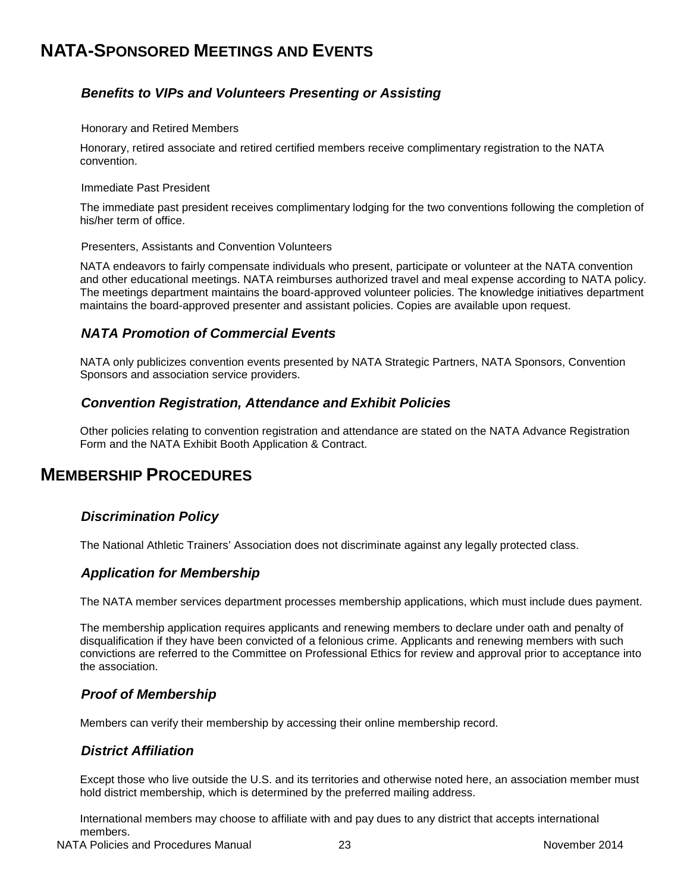# NATA-SPONSORED MEETINGS AND EVENTS

### *Benefits to VIPs and Volunteers Presenting or Assisting*

Honorary and Retired Members

Honorary, retired associate and retired certified members receive complimentary registration to the NATA convention.

Immediate Past President

The immediate past president receives complimentary lodging for the two conventions following the completion of his/her term of office.

Presenters, Assistants and Convention Volunteers

NATA endeavors to fairly compensate individuals who present, participate or volunteer at the NATA convention and other educational meetings. NATA reimburses authorized travel and meal expense according to NATA policy. The meetings department maintains the board-approved volunteer policies. The knowledge initiatives department maintains the board-approved presenter and assistant policies. Copies are available upon request.

### *NATA Promotion of Commercial Events*

NATA only publicizes convention events presented by NATA Strategic Partners, NATA Sponsors, Convention Sponsors and association service providers.

### *Convention Registration, Attendance and Exhibit Policies*

Other policies relating to convention registration and attendance are stated on the NATA Advance Registration Form and the NATA Exhibit Booth Application & Contract.

# MEMBERSHIP PROCEDURES

### *Discrimination Policy*

The National Athletic Trainers' Association does not discriminate against any legally protected class.

### *Application for Membership*

The NATA member services department processes membership applications, which must include dues payment.

The membership application requires applicants and renewing members to declare under oath and penalty of disqualification if they have been convicted of a felonious crime. Applicants and renewing members with such convictions are referred to the Committee on Professional Ethics for review and approval prior to acceptance into the association.

### *Proof of Membership*

Members can verify their membership by accessing their online membership record.

### *District Affiliation*

Except those who live outside the U.S. and its territories and otherwise noted here, an association member must hold district membership, which is determined by the preferred mailing address.

International members may choose to affiliate with and pay dues to any district that accepts international members.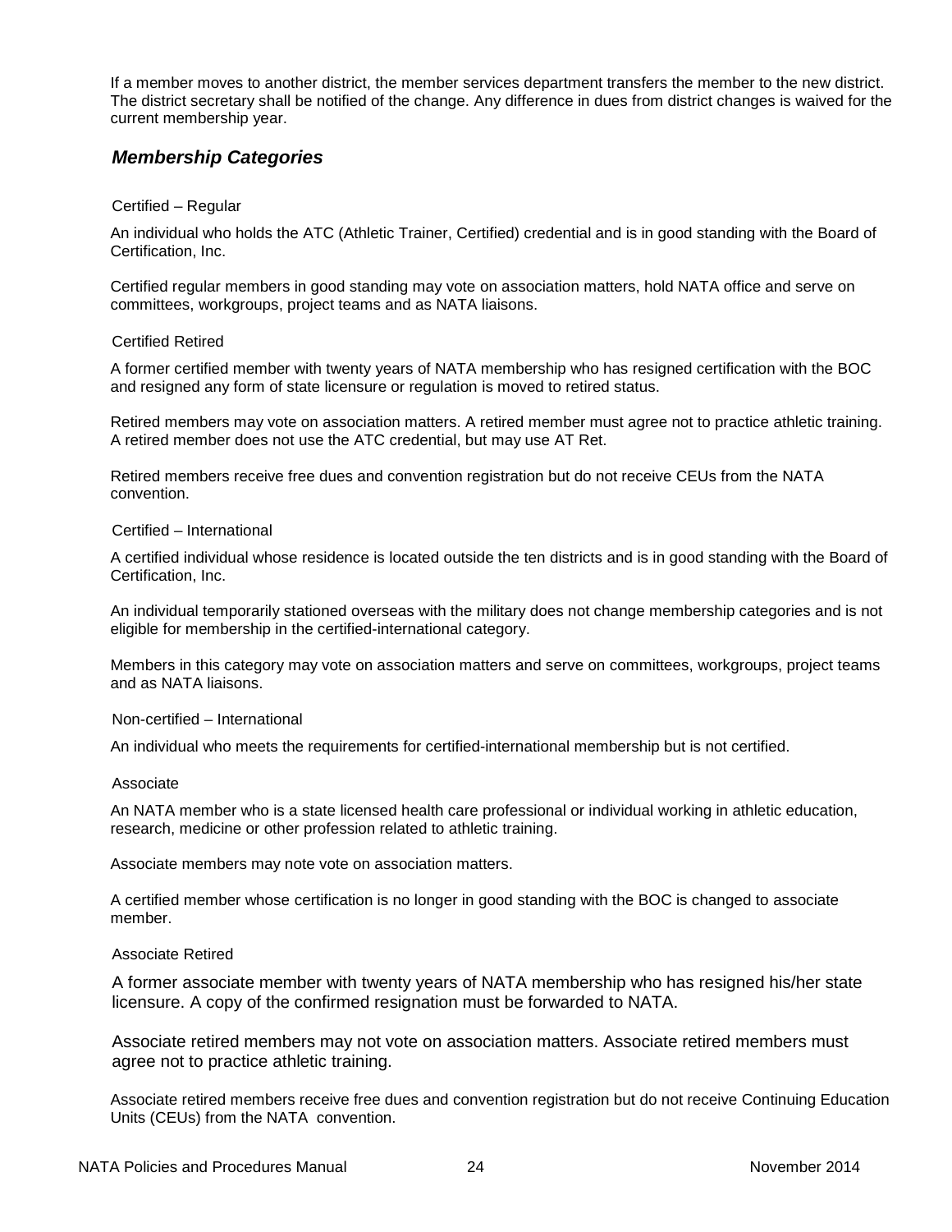If a member moves to another district, the member services department transfers the member to the new district. The district secretary shall be notified of the change. Any difference in dues from district changes is waived for the current membership year.

## *Membership Categories*

### Certified – Regular

An individual who holds the ATC (Athletic Trainer, Certified) credential and is in good standing with the Board of Certification, Inc.

Certified regular members in good standing may vote on association matters, hold NATA office and serve on committees, workgroups, project teams and as NATA liaisons.

### Certified Retired

A former certified member with twenty years of NATA membership who has resigned certification with the BOC and resigned any form of state licensure or regulation is moved to retired status.

Retired members may vote on association matters. A retired member must agree not to practice athletic training. A retired member does not use the ATC credential, but may use AT Ret.

Retired members receive free dues and convention registration but do not receive CEUs from the NATA convention.

### Certified – International

A certified individual whose residence is located outside the ten districts and is in good standing with the Board of Certification, Inc.

An individual temporarily stationed overseas with the military does not change membership categories and is not eligible for membership in the certified-international category.

Members in this category may vote on association matters and serve on committees, workgroups, project teams and as NATA liaisons.

### Non-certified – International

An individual who meets the requirements for certified-international membership but is not certified.

### Associate

An NATA member who is a state licensed health care professional or individual working in athletic education, research, medicine or other profession related to athletic training.

Associate members may note vote on association matters.

A certified member whose certification is no longer in good standing with the BOC is changed to associate member.

### Associate Retired

A former associate member with twenty years of NATA membership who has resigned his/her state licensure. A copy of the confirmed resignation must be forwarded to NATA.

Associate retired members may not vote on association matters. Associate retired members must agree not to practice athletic training.

Associate retired members receive free dues and convention registration but do not receive Continuing Education Units (CEUs) from the NATA convention.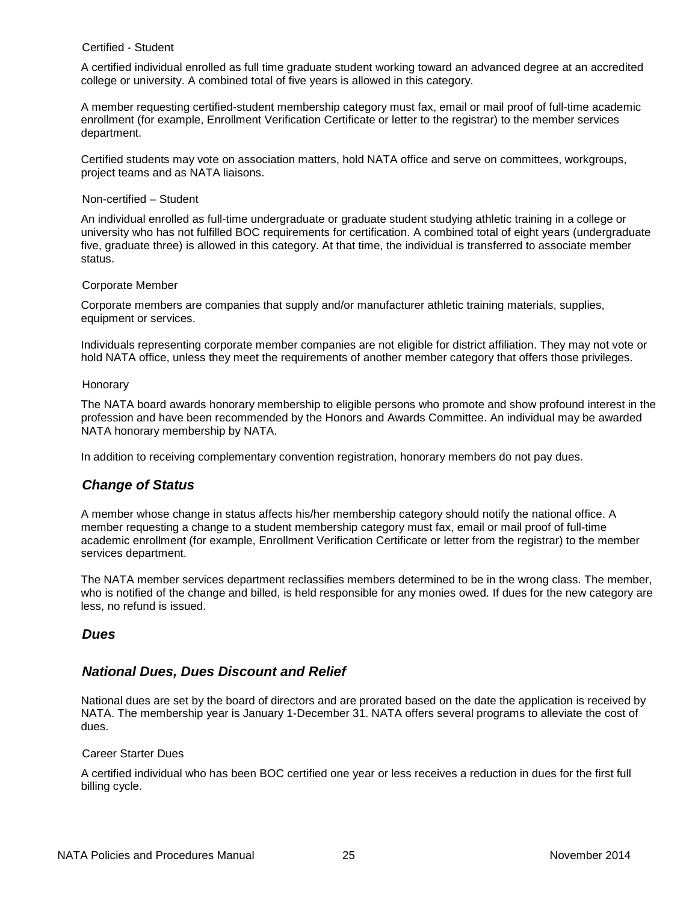#### Certified - Student

A certified individual enrolled as full time graduate student working toward an advanced degree at an accredited college or university. A combined total of five years is allowed in this category.

A member requesting certified-student membership category must fax, email or mail proof of full-time academic enrollment (for example, Enrollment Verification Certificate or letter to the registrar) to the member services department.

Certified students may vote on association matters, hold NATA office and serve on committees, workgroups, project teams and as NATA liaisons.

#### Non-certified – Student

An individual enrolled as full-time undergraduate or graduate student studying athletic training in a college or university who has not fulfilled BOC requirements for certification. A combined total of eight years (undergraduate five, graduate three) is allowed in this category. At that time, the individual is transferred to associate member status.

#### Corporate Member

Corporate members are companies that supply and/or manufacturer athletic training materials, supplies, equipment or services.

Individuals representing corporate member companies are not eligible for district affiliation. They may not vote or hold NATA office, unless they meet the requirements of another member category that offers those privileges.

#### Honorary

The NATA board awards honorary membership to eligible persons who promote and show profound interest in the profession and have been recommended by the Honors and Awards Committee. An individual may be awarded NATA honorary membership by NATA.

In addition to receiving complementary convention registration, honorary members do not pay dues.

### *Change of Status*

A member whose change in status affects his/her membership category should notify the national office. A member requesting a change to a student membership category must fax, email or mail proof of full-time academic enrollment (for example, Enrollment Verification Certificate or letter from the registrar) to the member services department.

The NATA member services department reclassifies members determined to be in the wrong class. The member, who is notified of the change and billed, is held responsible for any monies owed. If dues for the new category are less, no refund is issued.

### *Dues*

### *National Dues, Dues Discount and Relief*

National dues are set by the board of directors and are prorated based on the date the application is received by NATA. The membership year is January 1-December 31. NATA offers several programs to alleviate the cost of dues.

#### Career Starter Dues

A certified individual who has been BOC certified one year or less receives a reduction in dues for the first full billing cycle.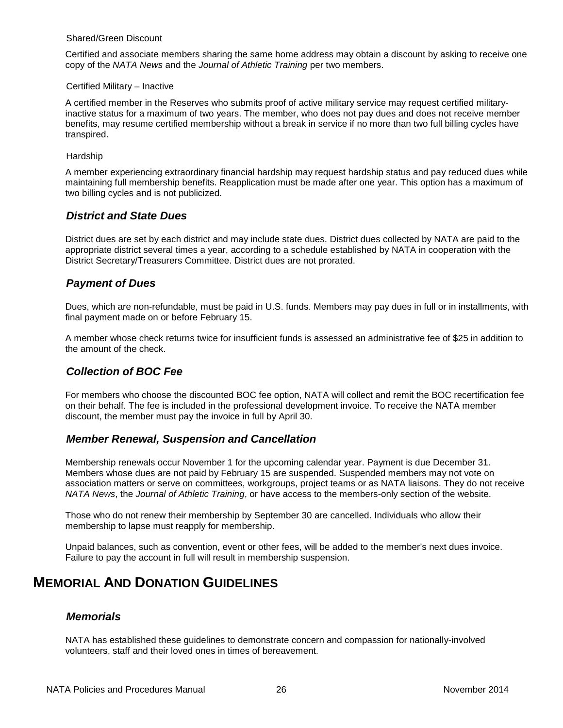#### Shared/Green Discount

Certified and associate members sharing the same home address may obtain a discount by asking to receive one copy of the *NATA News* and the *Journal of Athletic Training* per two members.

#### Certified Military – Inactive

A certified member in the Reserves who submits proof of active military service may request certified military-inactive status for a maximum of two years. The member, who does not pay dues and does not receive member benefits, may resume certified membership without a break in service if no more than two full billing cycles have transpired.

#### Hardship

A member experiencing extraordinary financial hardship may request hardship status and pay reduced dues while maintaining full membership benefits. Reapplication must be made after one year. This option has a maximum of two billing cycles and is not publicized.

### *District and State Dues*

District dues are set by each district and may include state dues. District dues collected by NATA are paid to the appropriate district several times a year, according to a schedule established by NATA in cooperation with the District Secretary/Treasurers Committee. District dues are not prorated.

### *Payment of Dues*

Dues, which are non-refundable, must be paid in U.S. funds. Members may pay dues in full or in installments, with final payment made on or before February 15.

A member whose check returns twice for insufficient funds is assessed an administrative fee of $25 in addition to the amount of the check.

### *Collection of BOC Fee*

For members who choose the discounted BOC fee option, NATA will collect and remit the BOC recertification fee on their behalf. The fee is included in the professional development invoice. To receive the NATA member discount, the member must pay the invoice in full by April 30.

### *Member Renewal, Suspension and Cancellation*

Membership renewals occur November 1 for the upcoming calendar year. Payment is due December 31. Members whose dues are not paid by February 15 are suspended. Suspended members may not vote on association matters or serve on committees, workgroups, project teams or as NATA liaisons. They do not receive *NATA News*, the *Journal of Athletic Training*, or have access to the members-only section of the website.

Those who do not renew their membership by September 30 are cancelled. Individuals who allow their membership to lapse must reapply for membership.

Unpaid balances, such as convention, event or other fees, will be added to the member's next dues invoice. Failure to pay the account in full will result in membership suspension.

## Memorial And Donation Guidelines

### *Memorials*

NATA has established these guidelines to demonstrate concern and compassion for nationally-involved volunteers, staff and their loved ones in times of bereavement.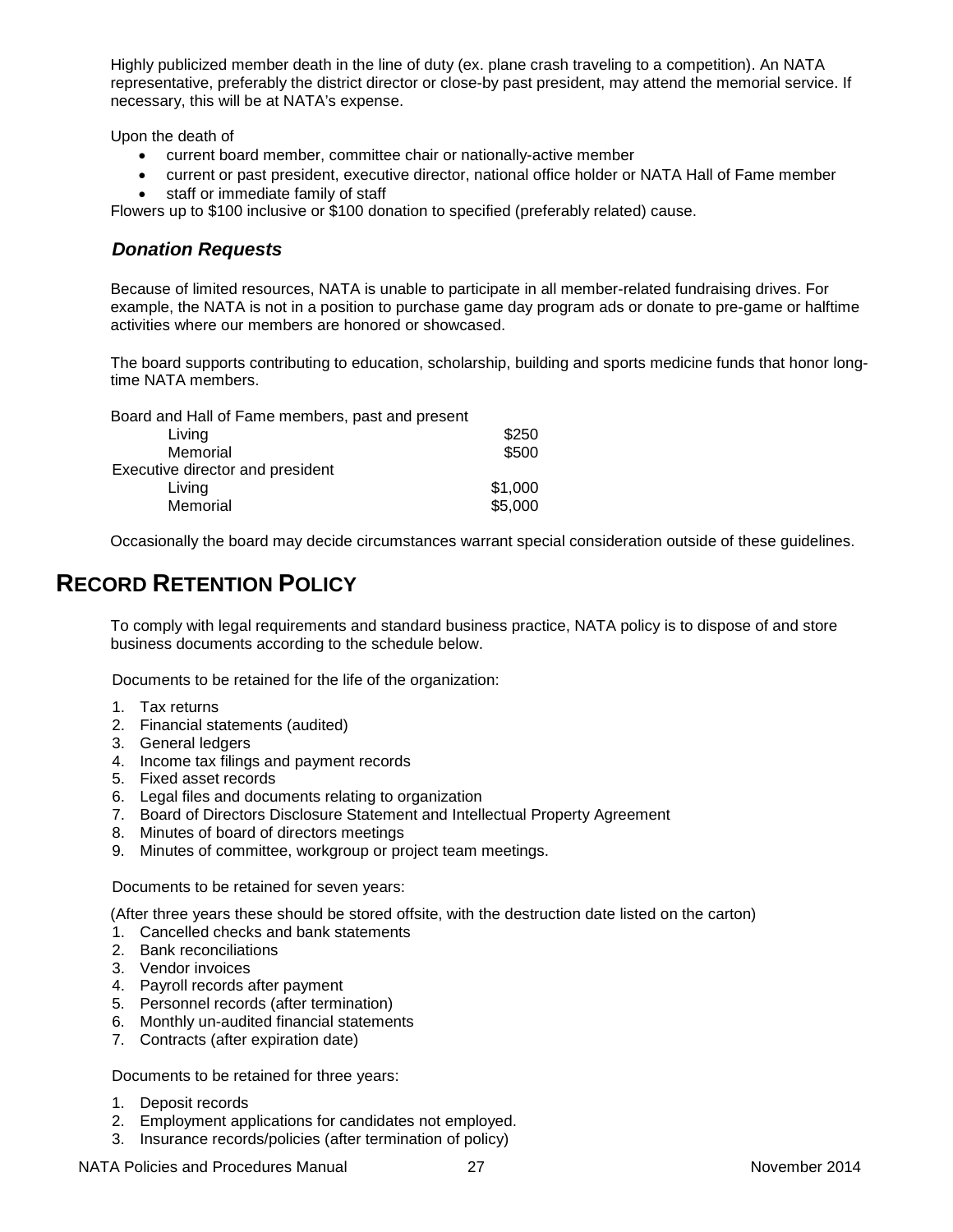Highly publicized member death in the line of duty (ex. plane crash traveling to a competition). An NATA representative, preferably the district director or close-by past president, may attend the memorial service. If necessary, this will be at NATA's expense.

Upon the death of

- current board member, committee chair or nationally-active member
- current or past president, executive director, national office holder or NATA Hall of Fame member
- staff or immediate family of staff

Flowers up to $100 inclusive or $100 donation to specified (preferably related) cause.

### *Donation Requests*

Because of limited resources, NATA is unable to participate in all member-related fundraising drives. For example, the NATA is not in a position to purchase game day program ads or donate to pre-game or halftime activities where our members are honored or showcased.

The board supports contributing to education, scholarship, building and sports medicine funds that honor long-time NATA members.

| Board and Hall of Fame members, past and present | |
|---|---|
| Living | $250 |
| Memorial | $500 |
| Executive director and president | |
| Living | $1,000 |
| Memorial | $5,000 |

Occasionally the board may decide circumstances warrant special consideration outside of these guidelines.

## RECORD RETENTION POLICY

To comply with legal requirements and standard business practice, NATA policy is to dispose of and store business documents according to the schedule below.

Documents to be retained for the life of the organization:

1. Tax returns
2. Financial statements (audited)
3. General ledgers
4. Income tax filings and payment records
5. Fixed asset records
6. Legal files and documents relating to organization
7. Board of Directors Disclosure Statement and Intellectual Property Agreement
8. Minutes of board of directors meetings
9. Minutes of committee, workgroup or project team meetings.

Documents to be retained for seven years:

(After three years these should be stored offsite, with the destruction date listed on the carton)

1. Cancelled checks and bank statements
2. Bank reconciliations
3. Vendor invoices
4. Payroll records after payment
5. Personnel records (after termination)
6. Monthly un-audited financial statements
7. Contracts (after expiration date)

Documents to be retained for three years:

1. Deposit records
2. Employment applications for candidates not employed.
3. Insurance records/policies (after termination of policy)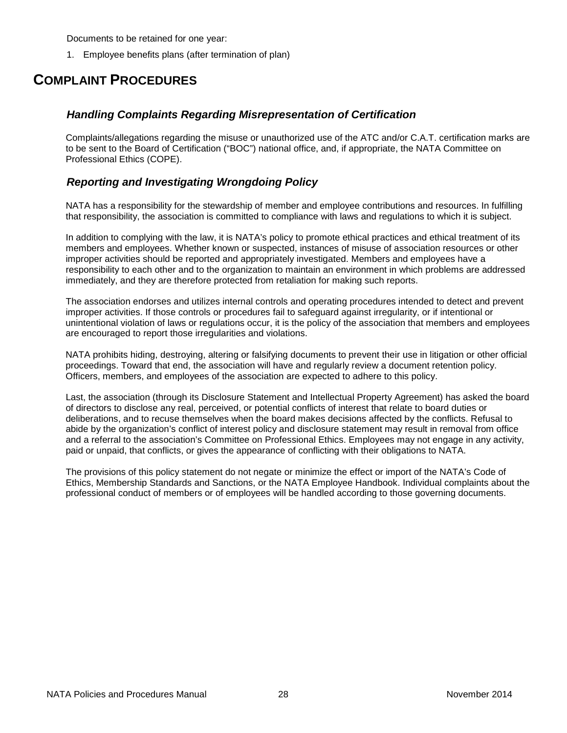Documents to be retained for one year:

1. Employee benefits plans (after termination of plan)

# COMPLAINT PROCEDURES

### *Handling Complaints Regarding Misrepresentation of Certification*

Complaints/allegations regarding the misuse or unauthorized use of the ATC and/or C.A.T. certification marks are to be sent to the Board of Certification ("BOC") national office, and, if appropriate, the NATA Committee on Professional Ethics (COPE).

### *Reporting and Investigating Wrongdoing Policy*

NATA has a responsibility for the stewardship of member and employee contributions and resources. In fulfilling that responsibility, the association is committed to compliance with laws and regulations to which it is subject.

In addition to complying with the law, it is NATA's policy to promote ethical practices and ethical treatment of its members and employees. Whether known or suspected, instances of misuse of association resources or other improper activities should be reported and appropriately investigated. Members and employees have a responsibility to each other and to the organization to maintain an environment in which problems are addressed immediately, and they are therefore protected from retaliation for making such reports.

The association endorses and utilizes internal controls and operating procedures intended to detect and prevent improper activities. If those controls or procedures fail to safeguard against irregularity, or if intentional or unintentional violation of laws or regulations occur, it is the policy of the association that members and employees are encouraged to report those irregularities and violations.

NATA prohibits hiding, destroying, altering or falsifying documents to prevent their use in litigation or other official proceedings. Toward that end, the association will have and regularly review a document retention policy. Officers, members, and employees of the association are expected to adhere to this policy.

Last, the association (through its Disclosure Statement and Intellectual Property Agreement) has asked the board of directors to disclose any real, perceived, or potential conflicts of interest that relate to board duties or deliberations, and to recuse themselves when the board makes decisions affected by the conflicts. Refusal to abide by the organization's conflict of interest policy and disclosure statement may result in removal from office and a referral to the association's Committee on Professional Ethics. Employees may not engage in any activity, paid or unpaid, that conflicts, or gives the appearance of conflicting with their obligations to NATA.

The provisions of this policy statement do not negate or minimize the effect or import of the NATA's Code of Ethics, Membership Standards and Sanctions, or the NATA Employee Handbook. Individual complaints about the professional conduct of members or of employees will be handled according to those governing documents.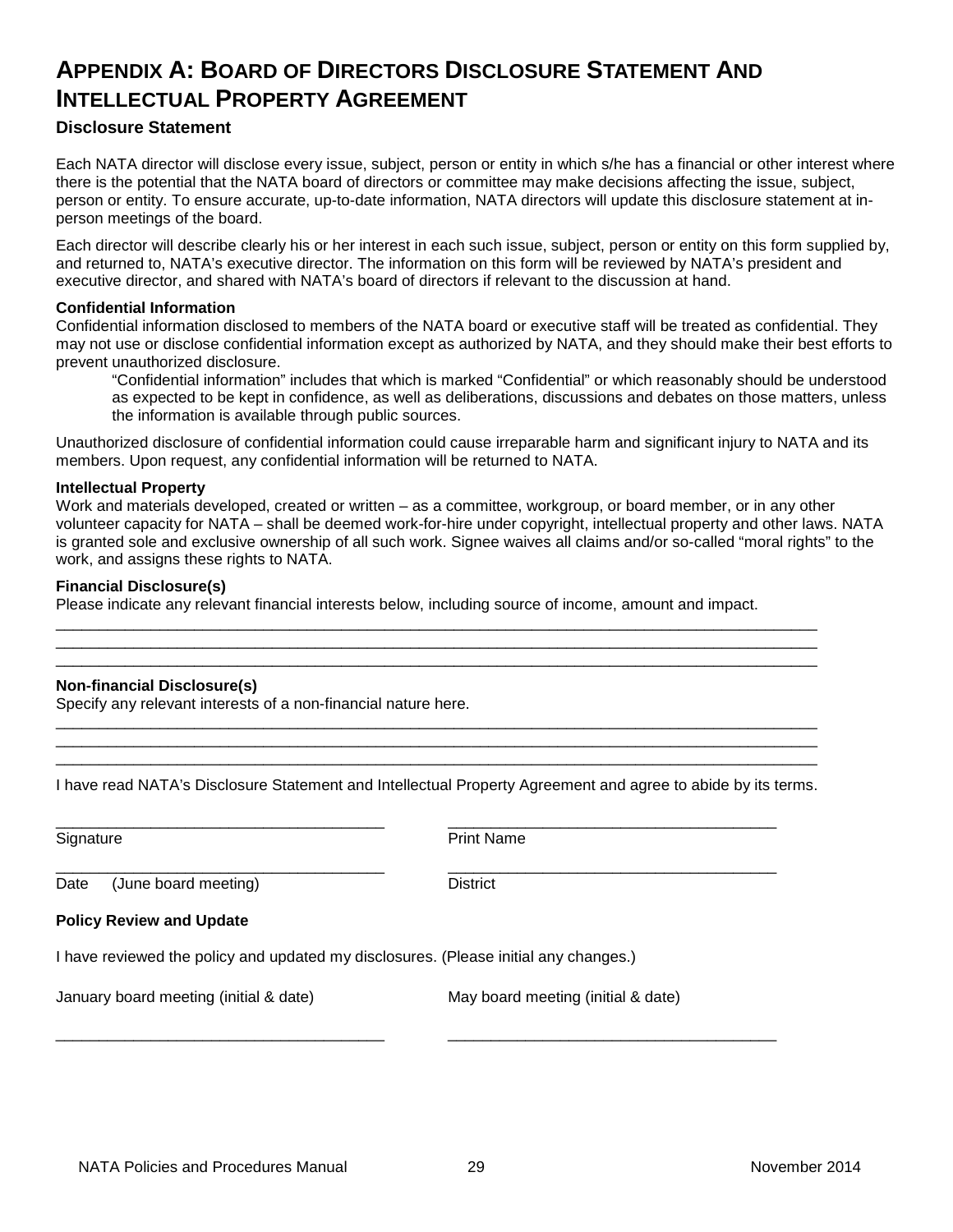# Appendix A: Board of Directors Disclosure Statement And Intellectual Property Agreement

### Disclosure Statement

Each NATA director will disclose every issue, subject, person or entity in which s/he has a financial or other interest where there is the potential that the NATA board of directors or committee may make decisions affecting the issue, subject, person or entity. To ensure accurate, up-to-date information, NATA directors will update this disclosure statement at in-person meetings of the board.

Each director will describe clearly his or her interest in each such issue, subject, person or entity on this form supplied by, and returned to, NATA's executive director. The information on this form will be reviewed by NATA's president and executive director, and shared with NATA's board of directors if relevant to the discussion at hand.

**Confidential Information**

Confidential information disclosed to members of the NATA board or executive staff will be treated as confidential. They may not use or disclose confidential information except as authorized by NATA, and they should make their best efforts to prevent unauthorized disclosure.

> "Confidential information" includes that which is marked "Confidential" or which reasonably should be understood as expected to be kept in confidence, as well as deliberations, discussions and debates on those matters, unless the information is available through public sources.

Unauthorized disclosure of confidential information could cause irreparable harm and significant injury to NATA and its members. Upon request, any confidential information will be returned to NATA.

**Intellectual Property**

Work and materials developed, created or written – as a committee, workgroup, or board member, or in any other volunteer capacity for NATA – shall be deemed work-for-hire under copyright, intellectual property and other laws. NATA is granted sole and exclusive ownership of all such work. Signee waives all claims and/or so-called "moral rights" to the work, and assigns these rights to NATA.

**Financial Disclosure(s)**

Please indicate any relevant financial interests below, including source of income, amount and impact.

\_\_\_\_\_\_\_\_\_\_\_\_\_\_\_\_\_\_\_\_\_\_\_\_\_\_\_\_\_\_\_\_\_\_\_\_\_\_\_\_\_\_\_\_\_\_\_\_\_\_\_\_\_\_\_\_\_\_\_\_\_\_\_\_\_\_\_\_\_\_\_\_\_\_\_\_\_\_

\_\_\_\_\_\_\_\_\_\_\_\_\_\_\_\_\_\_\_\_\_\_\_\_\_\_\_\_\_\_\_\_\_\_\_\_\_\_\_\_\_\_\_\_\_\_\_\_\_\_\_\_\_\_\_\_\_\_\_\_\_\_\_\_\_\_\_\_\_\_\_\_\_\_\_\_\_\_

\_\_\_\_\_\_\_\_\_\_\_\_\_\_\_\_\_\_\_\_\_\_\_\_\_\_\_\_\_\_\_\_\_\_\_\_\_\_\_\_\_\_\_\_\_\_\_\_\_\_\_\_\_\_\_\_\_\_\_\_\_\_\_\_\_\_\_\_\_\_\_\_\_\_\_\_\_\_

**Non-financial Disclosure(s)**

Specify any relevant interests of a non-financial nature here.

\_\_\_\_\_\_\_\_\_\_\_\_\_\_\_\_\_\_\_\_\_\_\_\_\_\_\_\_\_\_\_\_\_\_\_\_\_\_\_\_\_\_\_\_\_\_\_\_\_\_\_\_\_\_\_\_\_\_\_\_\_\_\_\_\_\_\_\_\_\_\_\_\_\_\_\_\_\_

\_\_\_\_\_\_\_\_\_\_\_\_\_\_\_\_\_\_\_\_\_\_\_\_\_\_\_\_\_\_\_\_\_\_\_\_\_\_\_\_\_\_\_\_\_\_\_\_\_\_\_\_\_\_\_\_\_\_\_\_\_\_\_\_\_\_\_\_\_\_\_\_\_\_\_\_\_\_

\_\_\_\_\_\_\_\_\_\_\_\_\_\_\_\_\_\_\_\_\_\_\_\_\_\_\_\_\_\_\_\_\_\_\_\_\_\_\_\_\_\_\_\_\_\_\_\_\_\_\_\_\_\_\_\_\_\_\_\_\_\_\_\_\_\_\_\_\_\_\_\_\_\_\_\_\_\_

I have read NATA's Disclosure Statement and Intellectual Property Agreement and agree to abide by its terms.

| | |
|---|---|
| \_\_\_\_\_\_\_\_\_\_\_\_\_\_\_\_\_\_\_\_\_\_\_\_\_\_\_\_\_\_\_\_ | \_\_\_\_\_\_\_\_\_\_\_\_\_\_\_\_\_\_\_\_\_\_\_\_\_\_\_\_\_\_\_\_ |
| Signature | Print Name |
| \_\_\_\_\_\_\_\_\_\_\_\_\_\_\_\_\_\_\_\_\_\_\_\_\_\_\_\_\_\_\_\_ | \_\_\_\_\_\_\_\_\_\_\_\_\_\_\_\_\_\_\_\_\_\_\_\_\_\_\_\_\_\_\_\_ |
| Date (June board meeting) | District |

**Policy Review and Update**

I have reviewed the policy and updated my disclosures. (Please initial any changes.)

| | |
|---|---|
| January board meeting (initial & date) | May board meeting (initial & date) |
| \_\_\_\_\_\_\_\_\_\_\_\_\_\_\_\_\_\_\_\_\_\_\_\_\_\_\_\_\_\_\_\_ | \_\_\_\_\_\_\_\_\_\_\_\_\_\_\_\_\_\_\_\_\_\_\_\_\_\_\_\_\_\_\_\_ |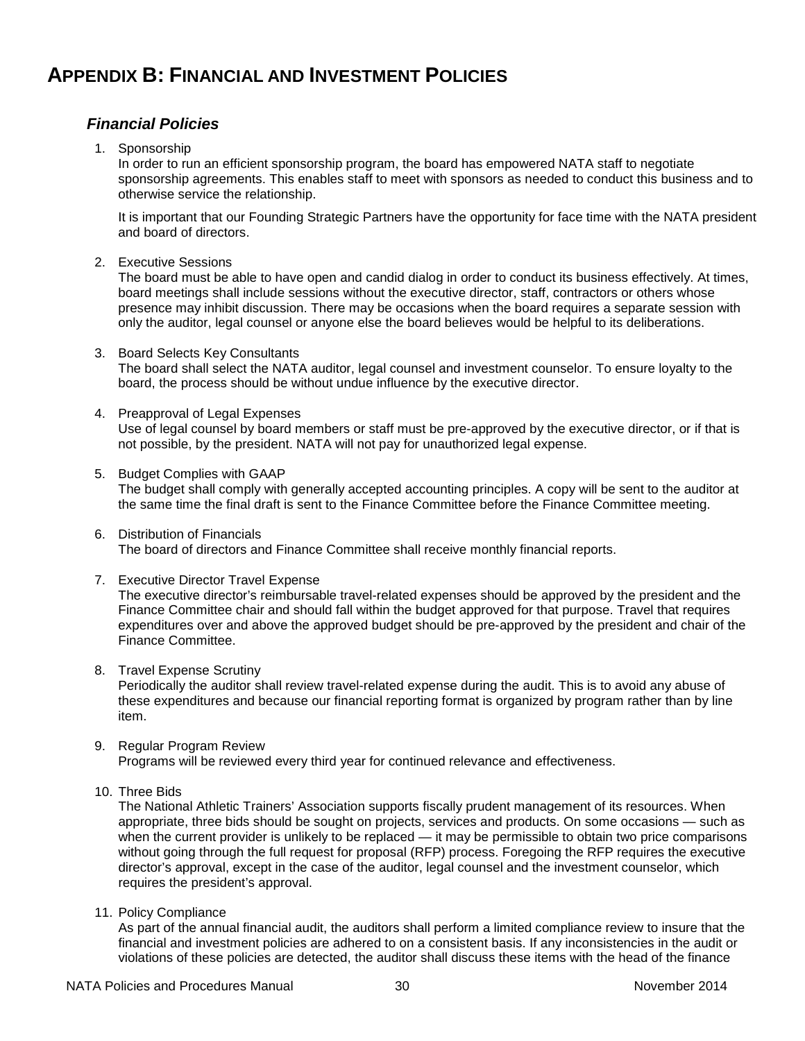# APPENDIX B: FINANCIAL AND INVESTMENT POLICIES

### *Financial Policies*

1. Sponsorship
   In order to run an efficient sponsorship program, the board has empowered NATA staff to negotiate sponsorship agreements. This enables staff to meet with sponsors as needed to conduct this business and to otherwise service the relationship.

   It is important that our Founding Strategic Partners have the opportunity for face time with the NATA president and board of directors.

2. Executive Sessions
   The board must be able to have open and candid dialog in order to conduct its business effectively. At times, board meetings shall include sessions without the executive director, staff, contractors or others whose presence may inhibit discussion. There may be occasions when the board requires a separate session with only the auditor, legal counsel or anyone else the board believes would be helpful to its deliberations.

3. Board Selects Key Consultants
   The board shall select the NATA auditor, legal counsel and investment counselor. To ensure loyalty to the board, the process should be without undue influence by the executive director.

4. Preapproval of Legal Expenses
   Use of legal counsel by board members or staff must be pre-approved by the executive director, or if that is not possible, by the president. NATA will not pay for unauthorized legal expense.

5. Budget Complies with GAAP
   The budget shall comply with generally accepted accounting principles. A copy will be sent to the auditor at the same time the final draft is sent to the Finance Committee before the Finance Committee meeting.

6. Distribution of Financials
   The board of directors and Finance Committee shall receive monthly financial reports.

7. Executive Director Travel Expense
   The executive director's reimbursable travel-related expenses should be approved by the president and the Finance Committee chair and should fall within the budget approved for that purpose. Travel that requires expenditures over and above the approved budget should be pre-approved by the president and chair of the Finance Committee.

8. Travel Expense Scrutiny
   Periodically the auditor shall review travel-related expense during the audit. This is to avoid any abuse of these expenditures and because our financial reporting format is organized by program rather than by line item.

9. Regular Program Review
   Programs will be reviewed every third year for continued relevance and effectiveness.

10. Three Bids
    The National Athletic Trainers' Association supports fiscally prudent management of its resources. When appropriate, three bids should be sought on projects, services and products. On some occasions — such as when the current provider is unlikely to be replaced — it may be permissible to obtain two price comparisons without going through the full request for proposal (RFP) process. Foregoing the RFP requires the executive director's approval, except in the case of the auditor, legal counsel and the investment counselor, which requires the president's approval.

11. Policy Compliance
    As part of the annual financial audit, the auditors shall perform a limited compliance review to insure that the financial and investment policies are adhered to on a consistent basis. If any inconsistencies in the audit or violations of these policies are detected, the auditor shall discuss these items with the head of the finance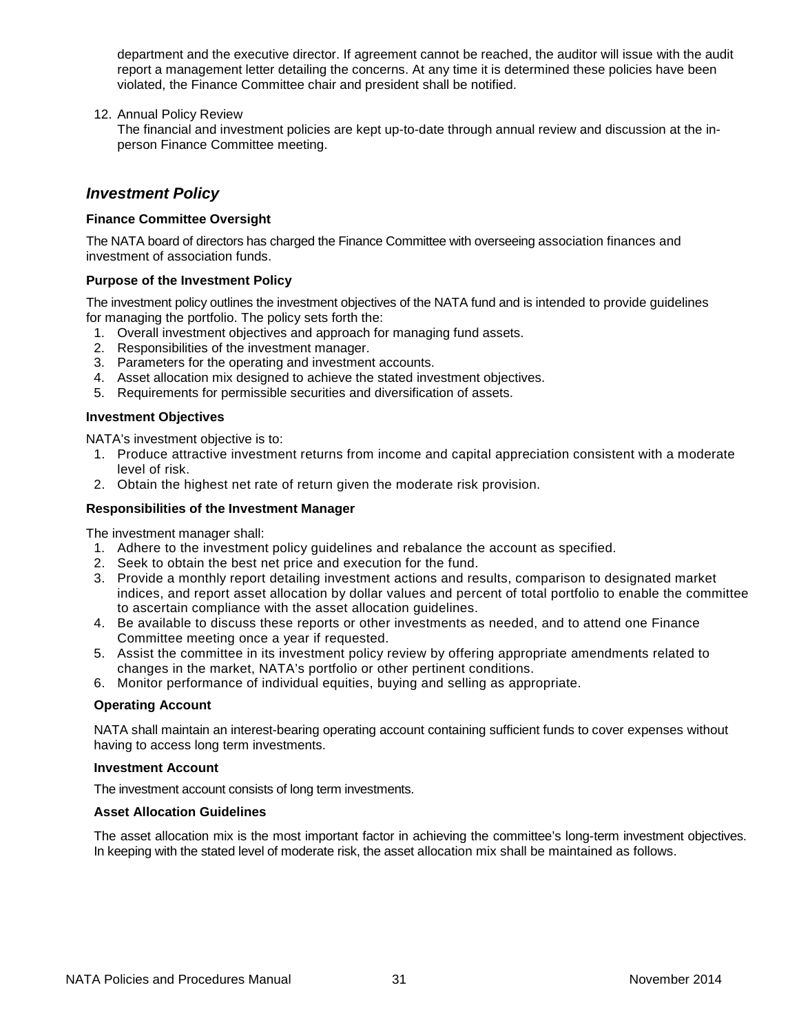department and the executive director. If agreement cannot be reached, the auditor will issue with the audit report a management letter detailing the concerns. At any time it is determined these policies have been violated, the Finance Committee chair and president shall be notified.

12. Annual Policy Review
    The financial and investment policies are kept up-to-date through annual review and discussion at the in-person Finance Committee meeting.

## *Investment Policy*

**Finance Committee Oversight**

The NATA board of directors has charged the Finance Committee with overseeing association finances and investment of association funds.

**Purpose of the Investment Policy**

The investment policy outlines the investment objectives of the NATA fund and is intended to provide guidelines for managing the portfolio. The policy sets forth the:

1. Overall investment objectives and approach for managing fund assets.
2. Responsibilities of the investment manager.
3. Parameters for the operating and investment accounts.
4. Asset allocation mix designed to achieve the stated investment objectives.
5. Requirements for permissible securities and diversification of assets.

**Investment Objectives**

NATA's investment objective is to:

1. Produce attractive investment returns from income and capital appreciation consistent with a moderate level of risk.
2. Obtain the highest net rate of return given the moderate risk provision.

**Responsibilities of the Investment Manager**

The investment manager shall:

1. Adhere to the investment policy guidelines and rebalance the account as specified.
2. Seek to obtain the best net price and execution for the fund.
3. Provide a monthly report detailing investment actions and results, comparison to designated market indices, and report asset allocation by dollar values and percent of total portfolio to enable the committee to ascertain compliance with the asset allocation guidelines.
4. Be available to discuss these reports or other investments as needed, and to attend one Finance Committee meeting once a year if requested.
5. Assist the committee in its investment policy review by offering appropriate amendments related to changes in the market, NATA's portfolio or other pertinent conditions.
6. Monitor performance of individual equities, buying and selling as appropriate.

**Operating Account**

NATA shall maintain an interest-bearing operating account containing sufficient funds to cover expenses without having to access long term investments.

**Investment Account**

The investment account consists of long term investments.

**Asset Allocation Guidelines**

The asset allocation mix is the most important factor in achieving the committee's long-term investment objectives. In keeping with the stated level of moderate risk, the asset allocation mix shall be maintained as follows.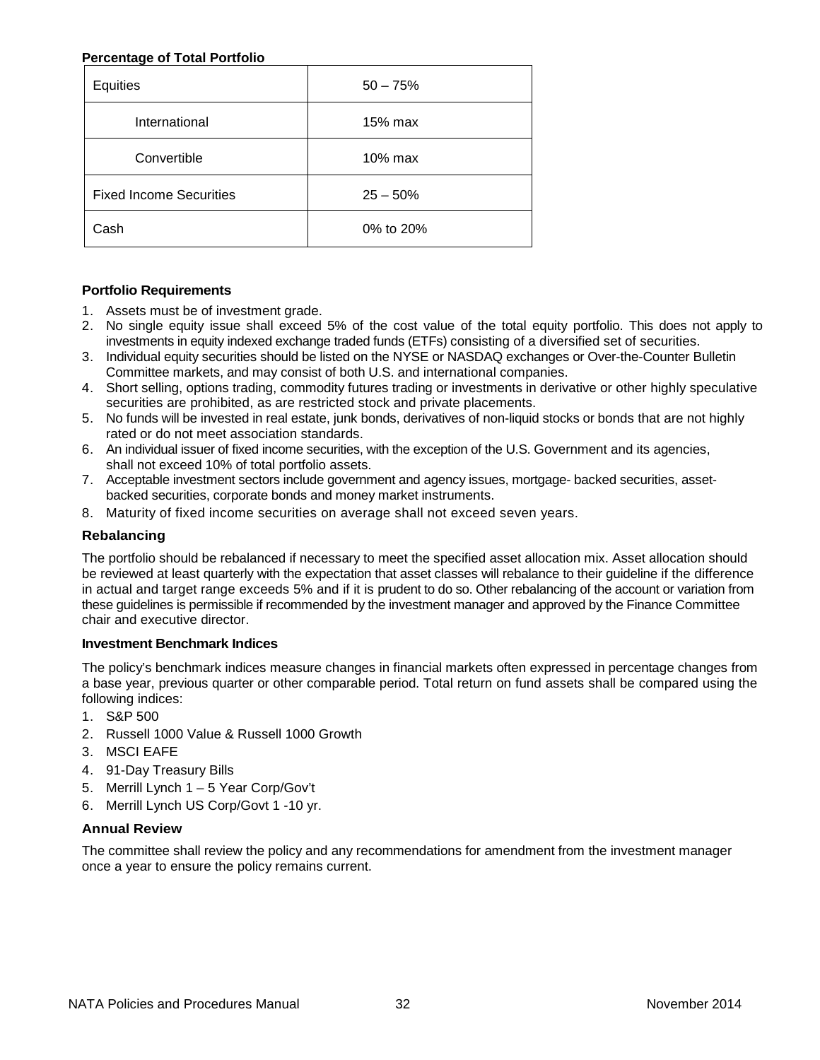**Percentage of Total Portfolio**

| | |
|---|---|
| Equities | 50 – 75% |
| International | 15% max |
| Convertible | 10% max |
| Fixed Income Securities | 25 – 50% |
| Cash | 0% to 20% |

**Portfolio Requirements**

1. Assets must be of investment grade.
2. No single equity issue shall exceed 5% of the cost value of the total equity portfolio. This does not apply to investments in equity indexed exchange traded funds (ETFs) consisting of a diversified set of securities.
3. Individual equity securities should be listed on the NYSE or NASDAQ exchanges or Over-the-Counter Bulletin Committee markets, and may consist of both U.S. and international companies.
4. Short selling, options trading, commodity futures trading or investments in derivative or other highly speculative securities are prohibited, as are restricted stock and private placements.
5. No funds will be invested in real estate, junk bonds, derivatives of non-liquid stocks or bonds that are not highly rated or do not meet association standards.
6. An individual issuer of fixed income securities, with the exception of the U.S. Government and its agencies, shall not exceed 10% of total portfolio assets.
7. Acceptable investment sectors include government and agency issues, mortgage- backed securities, asset-backed securities, corporate bonds and money market instruments.
8. Maturity of fixed income securities on average shall not exceed seven years.

**Rebalancing**

The portfolio should be rebalanced if necessary to meet the specified asset allocation mix. Asset allocation should be reviewed at least quarterly with the expectation that asset classes will rebalance to their guideline if the difference in actual and target range exceeds 5% and if it is prudent to do so. Other rebalancing of the account or variation from these guidelines is permissible if recommended by the investment manager and approved by the Finance Committee chair and executive director.

**Investment Benchmark Indices**

The policy's benchmark indices measure changes in financial markets often expressed in percentage changes from a base year, previous quarter or other comparable period. Total return on fund assets shall be compared using the following indices:

1. S&P 500
2. Russell 1000 Value & Russell 1000 Growth
3. MSCI EAFE
4. 91-Day Treasury Bills
5. Merrill Lynch 1 – 5 Year Corp/Gov't
6. Merrill Lynch US Corp/Govt 1 -10 yr.

**Annual Review**

The committee shall review the policy and any recommendations for amendment from the investment manager once a year to ensure the policy remains current.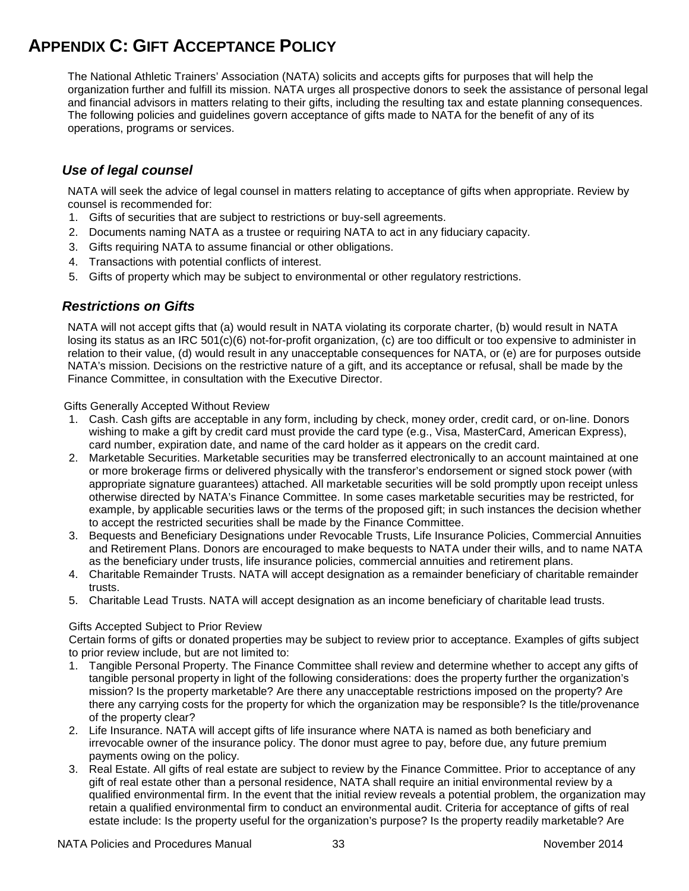# APPENDIX C: GIFT ACCEPTANCE POLICY

The National Athletic Trainers' Association (NATA) solicits and accepts gifts for purposes that will help the organization further and fulfill its mission. NATA urges all prospective donors to seek the assistance of personal legal and financial advisors in matters relating to their gifts, including the resulting tax and estate planning consequences. The following policies and guidelines govern acceptance of gifts made to NATA for the benefit of any of its operations, programs or services.

## *Use of legal counsel*

NATA will seek the advice of legal counsel in matters relating to acceptance of gifts when appropriate. Review by counsel is recommended for:

1. Gifts of securities that are subject to restrictions or buy-sell agreements.
2. Documents naming NATA as a trustee or requiring NATA to act in any fiduciary capacity.
3. Gifts requiring NATA to assume financial or other obligations.
4. Transactions with potential conflicts of interest.
5. Gifts of property which may be subject to environmental or other regulatory restrictions.

## *Restrictions on Gifts*

NATA will not accept gifts that (a) would result in NATA violating its corporate charter, (b) would result in NATA losing its status as an IRC 501(c)(6) not-for-profit organization, (c) are too difficult or too expensive to administer in relation to their value, (d) would result in any unacceptable consequences for NATA, or (e) are for purposes outside NATA's mission. Decisions on the restrictive nature of a gift, and its acceptance or refusal, shall be made by the Finance Committee, in consultation with the Executive Director.

Gifts Generally Accepted Without Review

1. Cash. Cash gifts are acceptable in any form, including by check, money order, credit card, or on-line. Donors wishing to make a gift by credit card must provide the card type (e.g., Visa, MasterCard, American Express), card number, expiration date, and name of the card holder as it appears on the credit card.
2. Marketable Securities. Marketable securities may be transferred electronically to an account maintained at one or more brokerage firms or delivered physically with the transferor's endorsement or signed stock power (with appropriate signature guarantees) attached. All marketable securities will be sold promptly upon receipt unless otherwise directed by NATA's Finance Committee. In some cases marketable securities may be restricted, for example, by applicable securities laws or the terms of the proposed gift; in such instances the decision whether to accept the restricted securities shall be made by the Finance Committee.
3. Bequests and Beneficiary Designations under Revocable Trusts, Life Insurance Policies, Commercial Annuities and Retirement Plans. Donors are encouraged to make bequests to NATA under their wills, and to name NATA as the beneficiary under trusts, life insurance policies, commercial annuities and retirement plans.
4. Charitable Remainder Trusts. NATA will accept designation as a remainder beneficiary of charitable remainder trusts.
5. Charitable Lead Trusts. NATA will accept designation as an income beneficiary of charitable lead trusts.

Gifts Accepted Subject to Prior Review

Certain forms of gifts or donated properties may be subject to review prior to acceptance. Examples of gifts subject to prior review include, but are not limited to:

1. Tangible Personal Property. The Finance Committee shall review and determine whether to accept any gifts of tangible personal property in light of the following considerations: does the property further the organization's mission? Is the property marketable? Are there any unacceptable restrictions imposed on the property? Are there any carrying costs for the property for which the organization may be responsible? Is the title/provenance of the property clear?
2. Life Insurance. NATA will accept gifts of life insurance where NATA is named as both beneficiary and irrevocable owner of the insurance policy. The donor must agree to pay, before due, any future premium payments owing on the policy.
3. Real Estate. All gifts of real estate are subject to review by the Finance Committee. Prior to acceptance of any gift of real estate other than a personal residence, NATA shall require an initial environmental review by a qualified environmental firm. In the event that the initial review reveals a potential problem, the organization may retain a qualified environmental firm to conduct an environmental audit. Criteria for acceptance of gifts of real estate include: Is the property useful for the organization's purpose? Is the property readily marketable? Are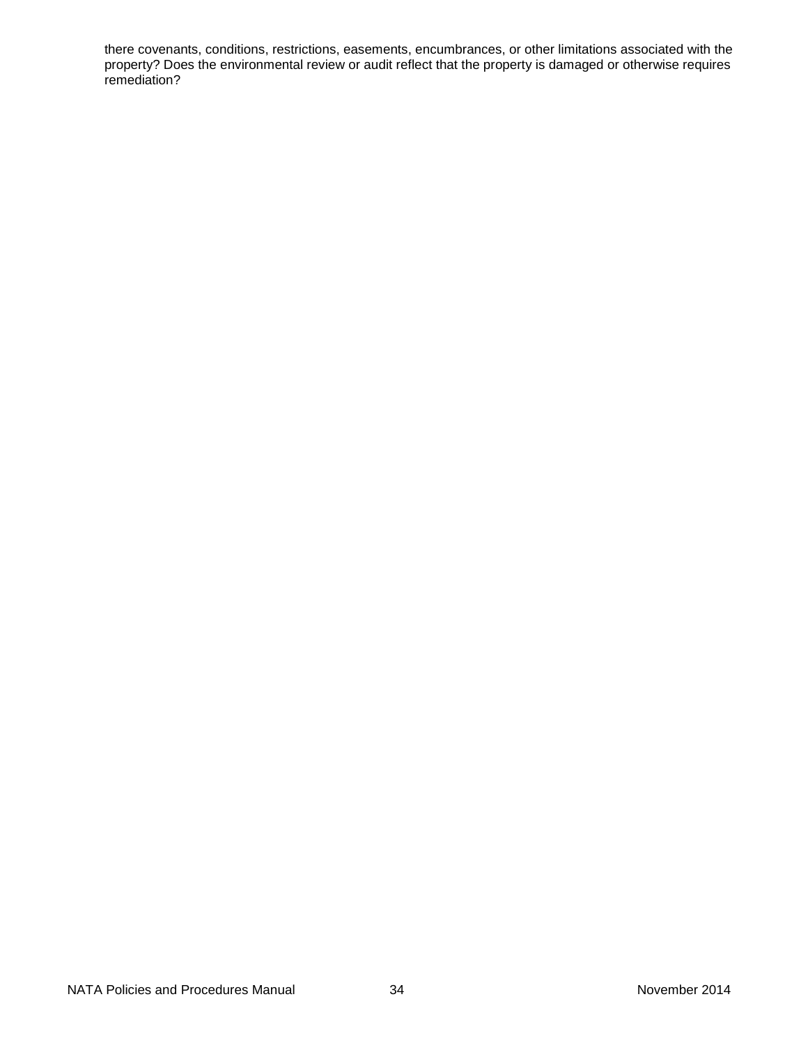there covenants, conditions, restrictions, easements, encumbrances, or other limitations associated with the property? Does the environmental review or audit reflect that the property is damaged or otherwise requires remediation?